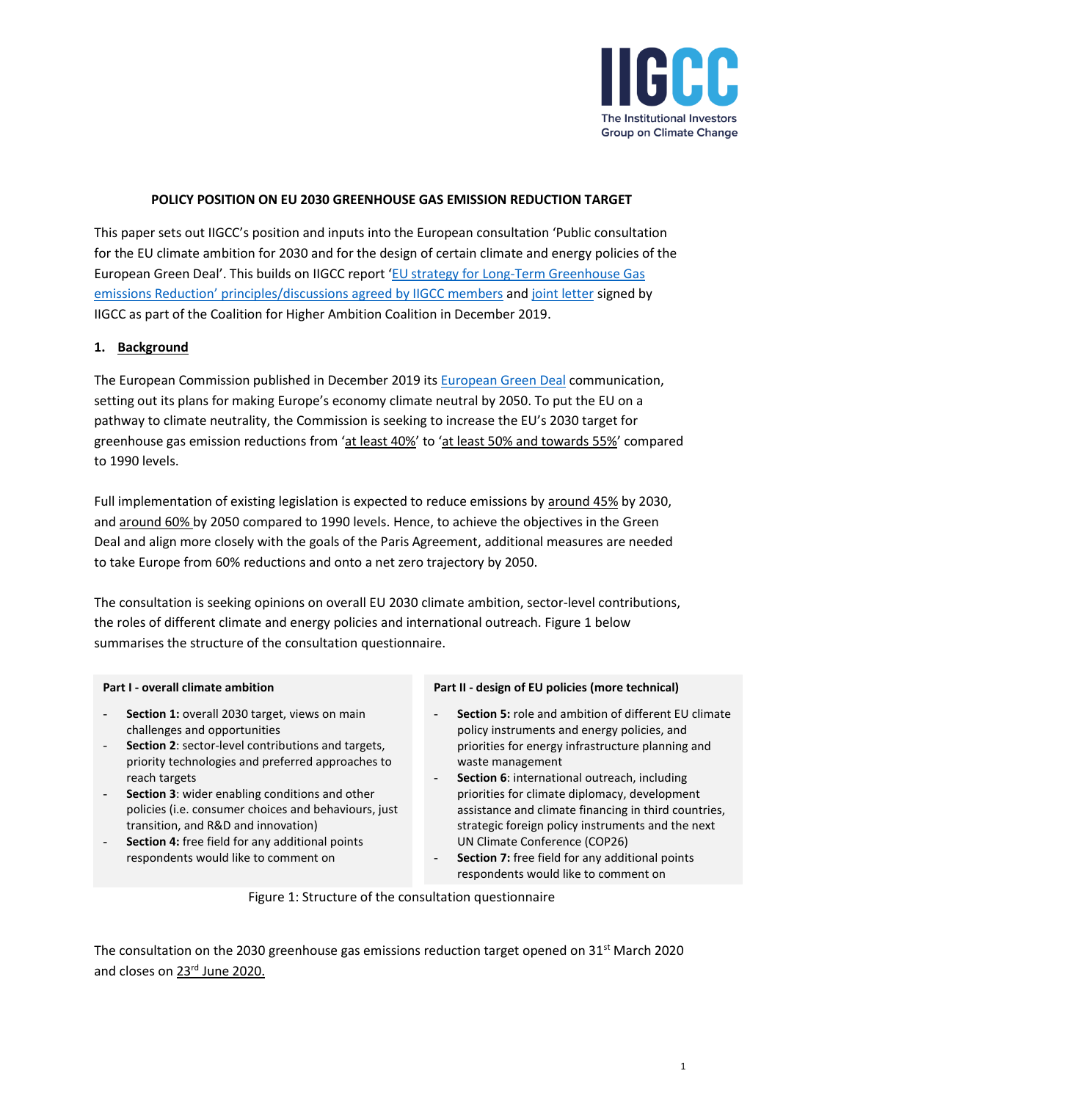**POLICY POSITION ON EU 2030 GREENHOUSE GAS EMISSION REDUCTION TARGET**

This paper sets out IIGCC's position and inputs into the European consultation 'Public consultation for the EU climate ambition for 2030 and for the design of certain climate and energy policies of the European Green Deal'. This builds on IIGCC report '[EU strategy for Long-Term Greenhouse Gas emissions Reduction' principles/discussions agreed by IIGCC members]() and [joint letter]() signed by IIGCC as part of the Coalition for Higher Ambition Coalition in December 2019.

## 1. Background

The European Commission published in December 2019 its [European Green Deal]() communication, setting out its plans for making Europe's economy climate neutral by 2050. To put the EU on a pathway to climate neutrality, the Commission is seeking to increase the EU's 2030 target for greenhouse gas emission reductions from 'at least 40%' to 'at least 50% and towards 55%' compared to 1990 levels.

Full implementation of existing legislation is expected to reduce emissions by around 45% by 2030, and around 60% by 2050 compared to 1990 levels. Hence, to achieve the objectives in the Green Deal and align more closely with the goals of the Paris Agreement, additional measures are needed to take Europe from 60% reductions and onto a net zero trajectory by 2050.

The consultation is seeking opinions on overall EU 2030 climate ambition, sector-level contributions, the roles of different climate and energy policies and international outreach. Figure 1 below summarises the structure of the consultation questionnaire.

**Part I - overall climate ambition**

- **Section 1:** overall 2030 target, views on main challenges and opportunities
- **Section 2**: sector-level contributions and targets, priority technologies and preferred approaches to reach targets
- **Section 3**: wider enabling conditions and other policies (i.e. consumer choices and behaviours, just transition, and R&D and innovation)
- **Section 4:** free field for any additional points respondents would like to comment on

**Part II - design of EU policies (more technical)**

- **Section 5:** role and ambition of different EU climate policy instruments and energy policies, and priorities for energy infrastructure planning and waste management
- **Section 6**: international outreach, including priorities for climate diplomacy, development assistance and climate financing in third countries, strategic foreign policy instruments and the next UN Climate Conference (COP26)
- **Section 7:** free field for any additional points respondents would like to comment on

Figure 1: Structure of the consultation questionnaire

The consultation on the 2030 greenhouse gas emissions reduction target opened on 31st March 2020 and closes on 23rd June 2020.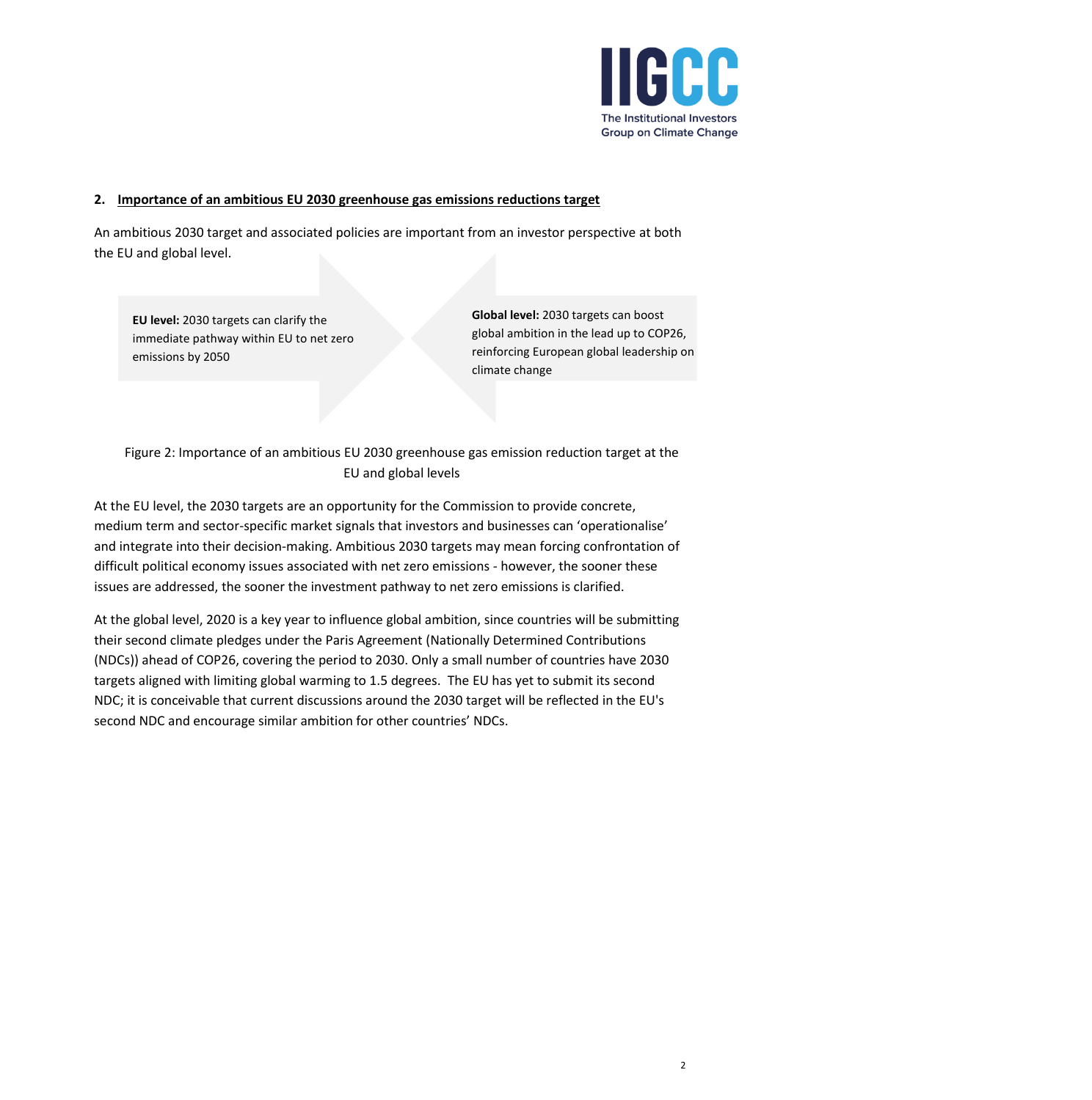## 2. Importance of an ambitious EU 2030 greenhouse gas emissions reductions target

An ambitious 2030 target and associated policies are important from an investor perspective at both the EU and global level.

**EU level:** 2030 targets can clarify the immediate pathway within EU to net zero emissions by 2050

**Global level:** 2030 targets can boost global ambition in the lead up to COP26, reinforcing European global leadership on climate change

Figure 2: Importance of an ambitious EU 2030 greenhouse gas emission reduction target at the EU and global levels

At the EU level, the 2030 targets are an opportunity for the Commission to provide concrete, medium term and sector-specific market signals that investors and businesses can 'operationalise' and integrate into their decision-making. Ambitious 2030 targets may mean forcing confrontation of difficult political economy issues associated with net zero emissions - however, the sooner these issues are addressed, the sooner the investment pathway to net zero emissions is clarified.

At the global level, 2020 is a key year to influence global ambition, since countries will be submitting their second climate pledges under the Paris Agreement (Nationally Determined Contributions (NDCs)) ahead of COP26, covering the period to 2030. Only a small number of countries have 2030 targets aligned with limiting global warming to 1.5 degrees. The EU has yet to submit its second NDC; it is conceivable that current discussions around the 2030 target will be reflected in the EU's second NDC and encourage similar ambition for other countries' NDCs.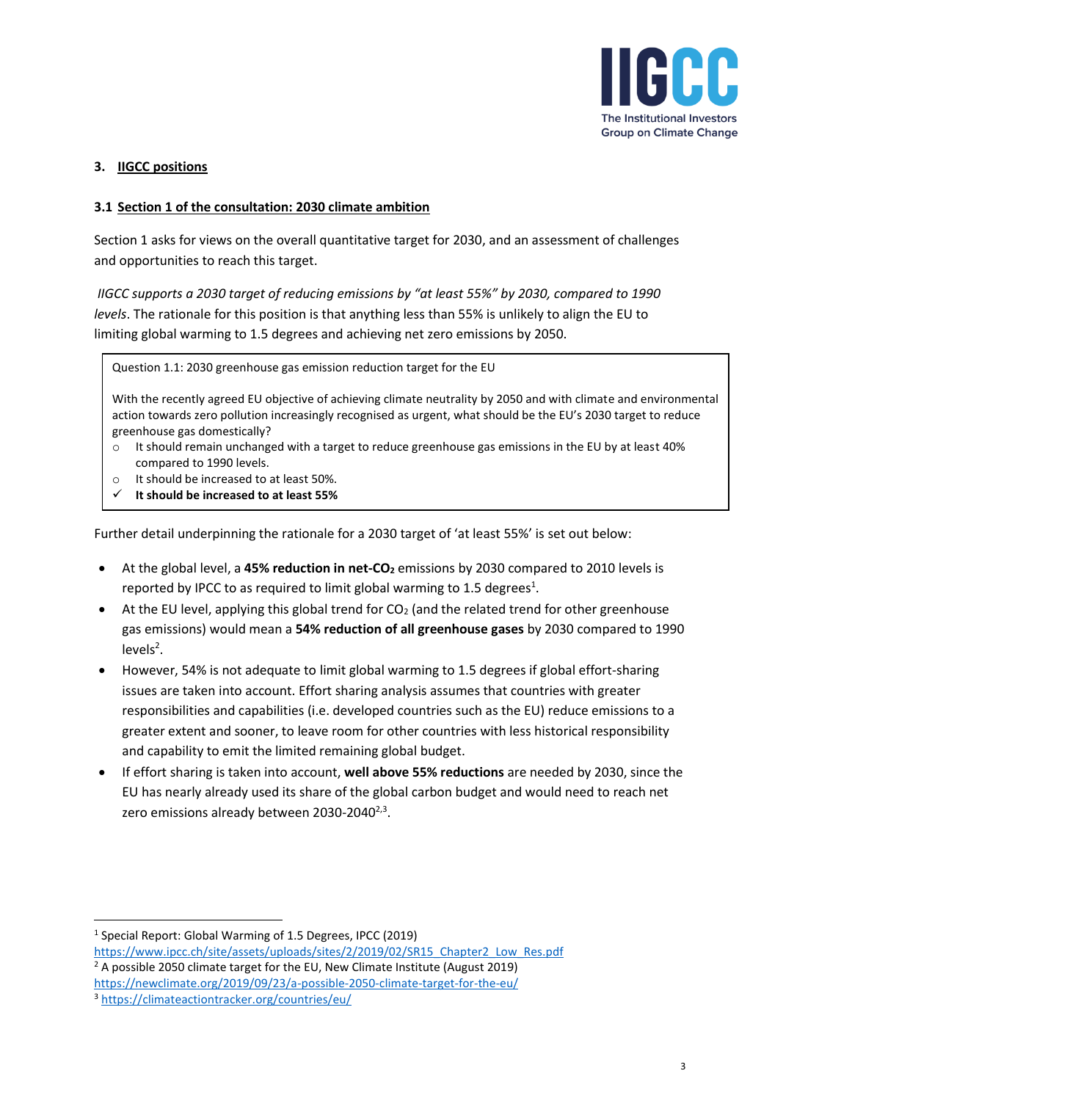## 3. IIGCC positions

### 3.1 Section 1 of the consultation: 2030 climate ambition

Section 1 asks for views on the overall quantitative target for 2030, and an assessment of challenges and opportunities to reach this target.

*IIGCC supports a 2030 target of reducing emissions by "at least 55%" by 2030, compared to 1990 levels*. The rationale for this position is that anything less than 55% is unlikely to align the EU to limiting global warming to 1.5 degrees and achieving net zero emissions by 2050.

> Question 1.1: 2030 greenhouse gas emission reduction target for the EU
>
> With the recently agreed EU objective of achieving climate neutrality by 2050 and with climate and environmental action towards zero pollution increasingly recognised as urgent, what should be the EU's 2030 target to reduce greenhouse gas domestically?
>
> - ○ It should remain unchanged with a target to reduce greenhouse gas emissions in the EU by at least 40% compared to 1990 levels.
> - ○ It should be increased to at least 50%.
> - ✓ **It should be increased to at least 55%**

Further detail underpinning the rationale for a 2030 target of 'at least 55%' is set out below:

- At the global level, a **45% reduction in net-$CO_2$** emissions by 2030 compared to 2010 levels is reported by IPCC to as required to limit global warming to 1.5 degrees[1].
- At the EU level, applying this global trend for $CO_2$ (and the related trend for other greenhouse gas emissions) would mean a **54% reduction of all greenhouse gases** by 2030 compared to 1990 levels[2].
- However, 54% is not adequate to limit global warming to 1.5 degrees if global effort-sharing issues are taken into account. Effort sharing analysis assumes that countries with greater responsibilities and capabilities (i.e. developed countries such as the EU) reduce emissions to a greater extent and sooner, to leave room for other countries with less historical responsibility and capability to emit the limited remaining global budget.
- If effort sharing is taken into account, **well above 55% reductions** are needed by 2030, since the EU has nearly already used its share of the global carbon budget and would need to reach net zero emissions already between 2030-2040[2,3].

---

[1] Special Report: Global Warming of 1.5 Degrees, IPCC (2019) https://www.ipcc.ch/site/assets/uploads/sites/2/2019/02/SR15_Chapter2_Low_Res.pdf

[2] A possible 2050 climate target for the EU, New Climate Institute (August 2019) https://newclimate.org/2019/09/23/a-possible-2050-climate-target-for-the-eu/

[3] https://climateactiontracker.org/countries/eu/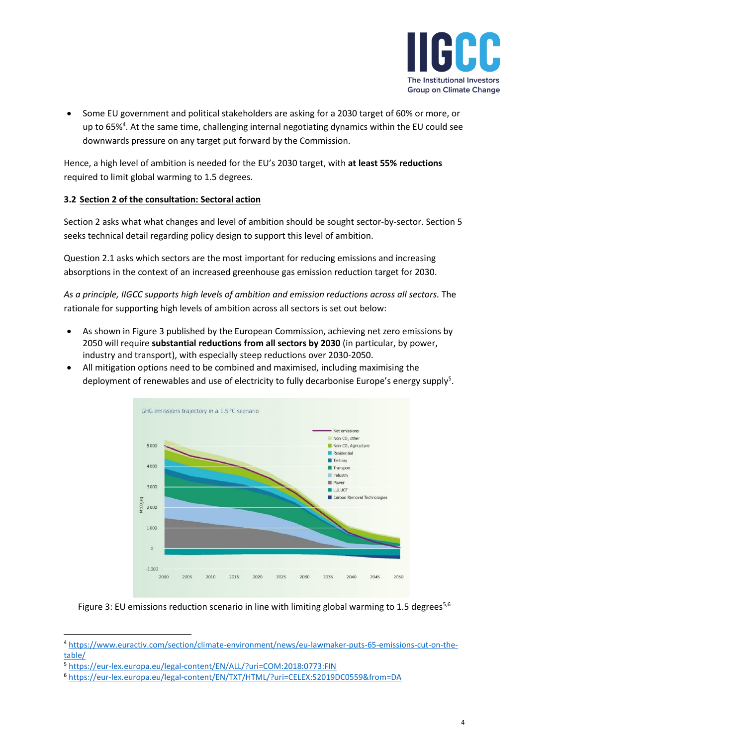- Some EU government and political stakeholders are asking for a 2030 target of 60% or more, or up to 65%[4]. At the same time, challenging internal negotiating dynamics within the EU could see downwards pressure on any target put forward by the Commission.

Hence, a high level of ambition is needed for the EU's 2030 target, with **at least 55% reductions** required to limit global warming to 1.5 degrees.

### 3.2 Section 2 of the consultation: Sectoral action

Section 2 asks what what changes and level of ambition should be sought sector-by-sector. Section 5 seeks technical detail regarding policy design to support this level of ambition.

Question 2.1 asks which sectors are the most important for reducing emissions and increasing absorptions in the context of an increased greenhouse gas emission reduction target for 2030.

*As a principle, IIGCC supports high levels of ambition and emission reductions across all sectors.* The rationale for supporting high levels of ambition across all sectors is set out below:

- As shown in Figure 3 published by the European Commission, achieving net zero emissions by 2050 will require **substantial reductions from all sectors by 2030** (in particular, by power, industry and transport), with especially steep reductions over 2030-2050.
- All mitigation options need to be combined and maximised, including maximising the deployment of renewables and use of electricity to fully decarbonise Europe's energy supply[5].

Figure 3: EU emissions reduction scenario in line with limiting global warming to 1.5 degrees[5,6]

---

[4] https://www.euractiv.com/section/climate-environment/news/eu-lawmaker-puts-65-emissions-cut-on-the-table/

[5] https://eur-lex.europa.eu/legal-content/EN/ALL/?uri=COM:2018:0773:FIN

[6] https://eur-lex.europa.eu/legal-content/EN/TXT/HTML/?uri=CELEX:52019DC0559&from=DA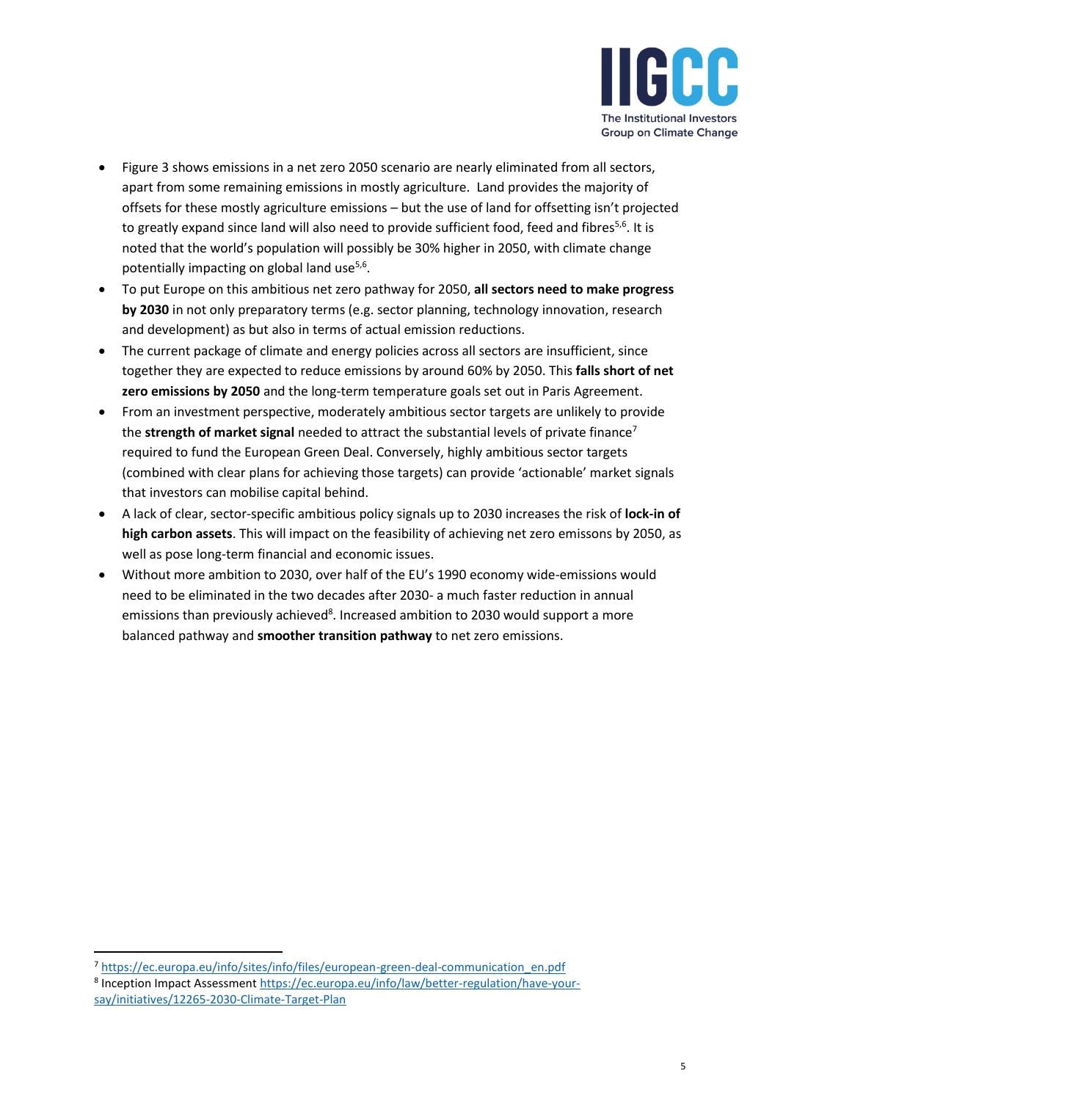- Figure 3 shows emissions in a net zero 2050 scenario are nearly eliminated from all sectors, apart from some remaining emissions in mostly agriculture. Land provides the majority of offsets for these mostly agriculture emissions – but the use of land for offsetting isn't projected to greatly expand since land will also need to provide sufficient food, feed and fibres[5,6]. It is noted that the world's population will possibly be 30% higher in 2050, with climate change potentially impacting on global land use[5,6].
- To put Europe on this ambitious net zero pathway for 2050, **all sectors need to make progress by 2030** in not only preparatory terms (e.g. sector planning, technology innovation, research and development) as but also in terms of actual emission reductions.
- The current package of climate and energy policies across all sectors are insufficient, since together they are expected to reduce emissions by around 60% by 2050. This **falls short of net zero emissions by 2050** and the long-term temperature goals set out in Paris Agreement.
- From an investment perspective, moderately ambitious sector targets are unlikely to provide the **strength of market signal** needed to attract the substantial levels of private finance[7] required to fund the European Green Deal. Conversely, highly ambitious sector targets (combined with clear plans for achieving those targets) can provide 'actionable' market signals that investors can mobilise capital behind.
- A lack of clear, sector-specific ambitious policy signals up to 2030 increases the risk of **lock-in of high carbon assets**. This will impact on the feasibility of achieving net zero emissions by 2050, as well as pose long-term financial and economic issues.
- Without more ambition to 2030, over half of the EU's 1990 economy wide-emissions would need to be eliminated in the two decades after 2030- a much faster reduction in annual emissions than previously achieved[8]. Increased ambition to 2030 would support a more balanced pathway and **smoother transition pathway** to net zero emissions.

---

[7] https://ec.europa.eu/info/sites/info/files/european-green-deal-communication_en.pdf

[8] Inception Impact Assessment https://ec.europa.eu/info/law/better-regulation/have-your-say/initiatives/12265-2030-Climate-Target-Plan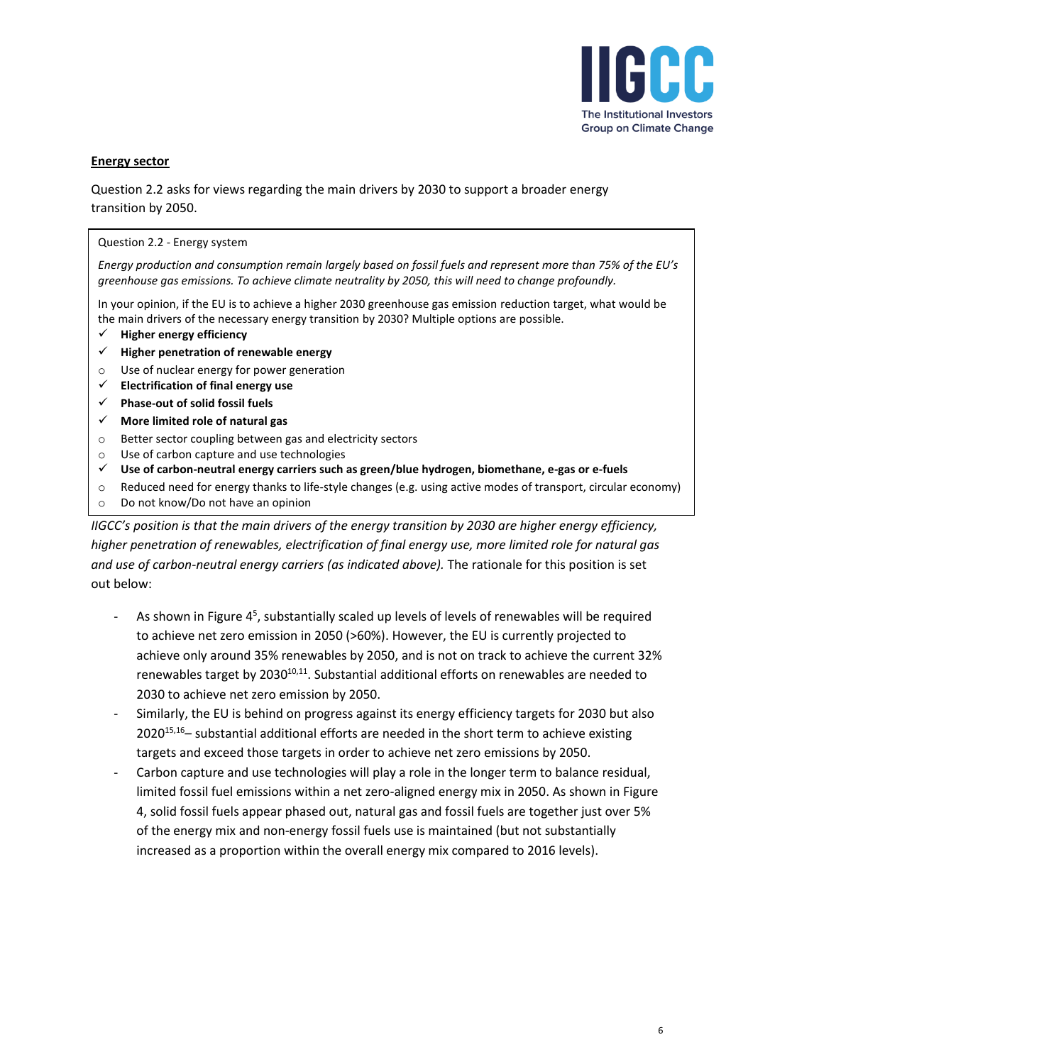**Energy sector**

Question 2.2 asks for views regarding the main drivers by 2030 to support a broader energy transition by 2050.

> Question 2.2 - Energy system
>
> *Energy production and consumption remain largely based on fossil fuels and represent more than 75% of the EU's greenhouse gas emissions. To achieve climate neutrality by 2050, this will need to change profoundly.*
>
> In your opinion, if the EU is to achieve a higher 2030 greenhouse gas emission reduction target, what would be the main drivers of the necessary energy transition by 2030? Multiple options are possible.
>
> - ✓ **Higher energy efficiency**
> - ✓ **Higher penetration of renewable energy**
> - ○ Use of nuclear energy for power generation
> - ✓ **Electrification of final energy use**
> - ✓ **Phase-out of solid fossil fuels**
> - ✓ **More limited role of natural gas**
> - ○ Better sector coupling between gas and electricity sectors
> - ○ Use of carbon capture and use technologies
> - ✓ **Use of carbon-neutral energy carriers such as green/blue hydrogen, biomethane, e-gas or e-fuels**
> - ○ Reduced need for energy thanks to life-style changes (e.g. using active modes of transport, circular economy)
> - ○ Do not know/Do not have an opinion

*IIGCC's position is that the main drivers of the energy transition by 2030 are higher energy efficiency, higher penetration of renewables, electrification of final energy use, more limited role for natural gas and use of carbon-neutral energy carriers (as indicated above).* The rationale for this position is set out below:

- As shown in Figure 4[5], substantially scaled up levels of levels of renewables will be required to achieve net zero emission in 2050 (>60%). However, the EU is currently projected to achieve only around 35% renewables by 2050, and is not on track to achieve the current 32% renewables target by 2030[10,11]. Substantial additional efforts on renewables are needed to 2030 to achieve net zero emission by 2050.
- Similarly, the EU is behind on progress against its energy efficiency targets for 2030 but also 2020[15,16]– substantial additional efforts are needed in the short term to achieve existing targets and exceed those targets in order to achieve net zero emissions by 2050.
- Carbon capture and use technologies will play a role in the longer term to balance residual, limited fossil fuel emissions within a net zero-aligned energy mix in 2050. As shown in Figure 4, solid fossil fuels appear phased out, natural gas and fossil fuels are together just over 5% of the energy mix and non-energy fossil fuels use is maintained (but not substantially increased as a proportion within the overall energy mix compared to 2016 levels).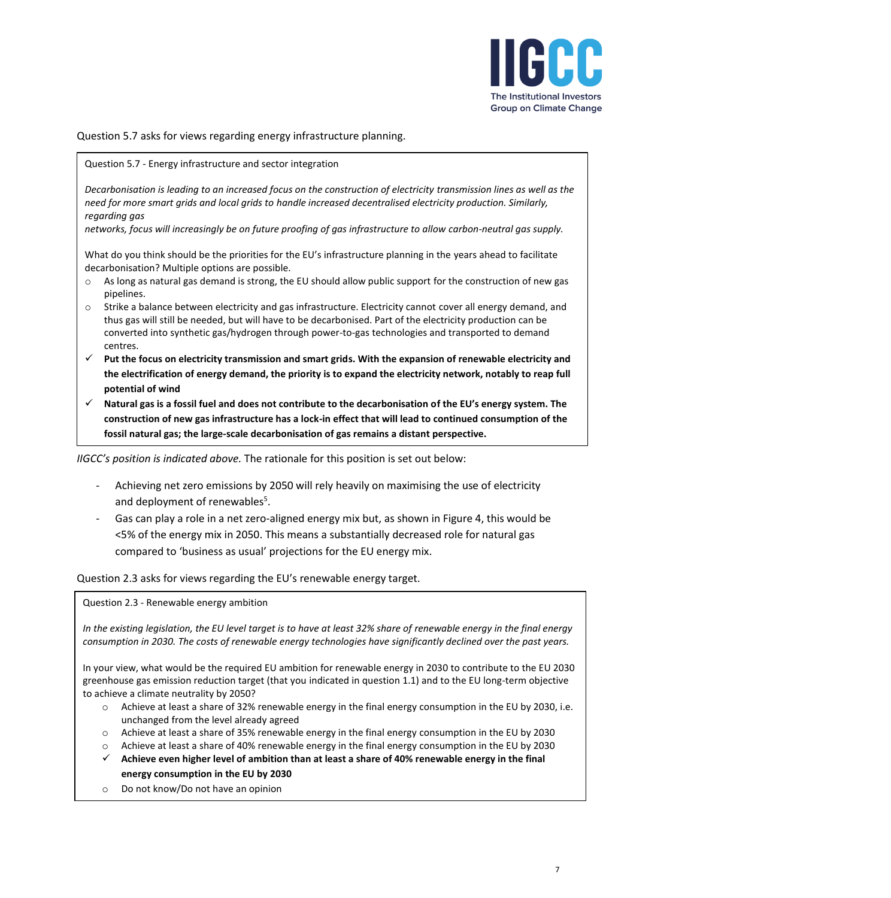Question 5.7 asks for views regarding energy infrastructure planning.

> Question 5.7 - Energy infrastructure and sector integration
>
> *Decarbonisation is leading to an increased focus on the construction of electricity transmission lines as well as the need for more smart grids and local grids to handle increased decentralised electricity production. Similarly, regarding gas networks, focus will increasingly be on future proofing of gas infrastructure to allow carbon-neutral gas supply.*
>
> What do you think should be the priorities for the EU's infrastructure planning in the years ahead to facilitate decarbonisation? Multiple options are possible.
>
> - ○ As long as natural gas demand is strong, the EU should allow public support for the construction of new gas pipelines.
> - ○ Strike a balance between electricity and gas infrastructure. Electricity cannot cover all energy demand, and thus gas will still be needed, but will have to be decarbonised. Part of the electricity production can be converted into synthetic gas/hydrogen through power-to-gas technologies and transported to demand centres.
> - ✓ **Put the focus on electricity transmission and smart grids. With the expansion of renewable electricity and the electrification of energy demand, the priority is to expand the electricity network, notably to reap full potential of wind**
> - ✓ **Natural gas is a fossil fuel and does not contribute to the decarbonisation of the EU's energy system. The construction of new gas infrastructure has a lock-in effect that will lead to continued consumption of the fossil natural gas; the large-scale decarbonisation of gas remains a distant perspective.**

*IIGCC's position is indicated above.* The rationale for this position is set out below:

- Achieving net zero emissions by 2050 will rely heavily on maximising the use of electricity and deployment of renewables[5].
- Gas can play a role in a net zero-aligned energy mix but, as shown in Figure 4, this would be <5% of the energy mix in 2050. This means a substantially decreased role for natural gas compared to 'business as usual' projections for the EU energy mix.

Question 2.3 asks for views regarding the EU's renewable energy target.

> Question 2.3 - Renewable energy ambition
>
> *In the existing legislation, the EU level target is to have at least 32% share of renewable energy in the final energy consumption in 2030. The costs of renewable energy technologies have significantly declined over the past years.*
>
> In your view, what would be the required EU ambition for renewable energy in 2030 to contribute to the EU 2030 greenhouse gas emission reduction target (that you indicated in question 1.1) and to the EU long-term objective to achieve a climate neutrality by 2050?
>
> - ○ Achieve at least a share of 32% renewable energy in the final energy consumption in the EU by 2030, i.e. unchanged from the level already agreed
> - ○ Achieve at least a share of 35% renewable energy in the final energy consumption in the EU by 2030
> - ○ Achieve at least a share of 40% renewable energy in the final energy consumption in the EU by 2030
> - ✓ **Achieve even higher level of ambition than at least a share of 40% renewable energy in the final energy consumption in the EU by 2030**
> - ○ Do not know/Do not have an opinion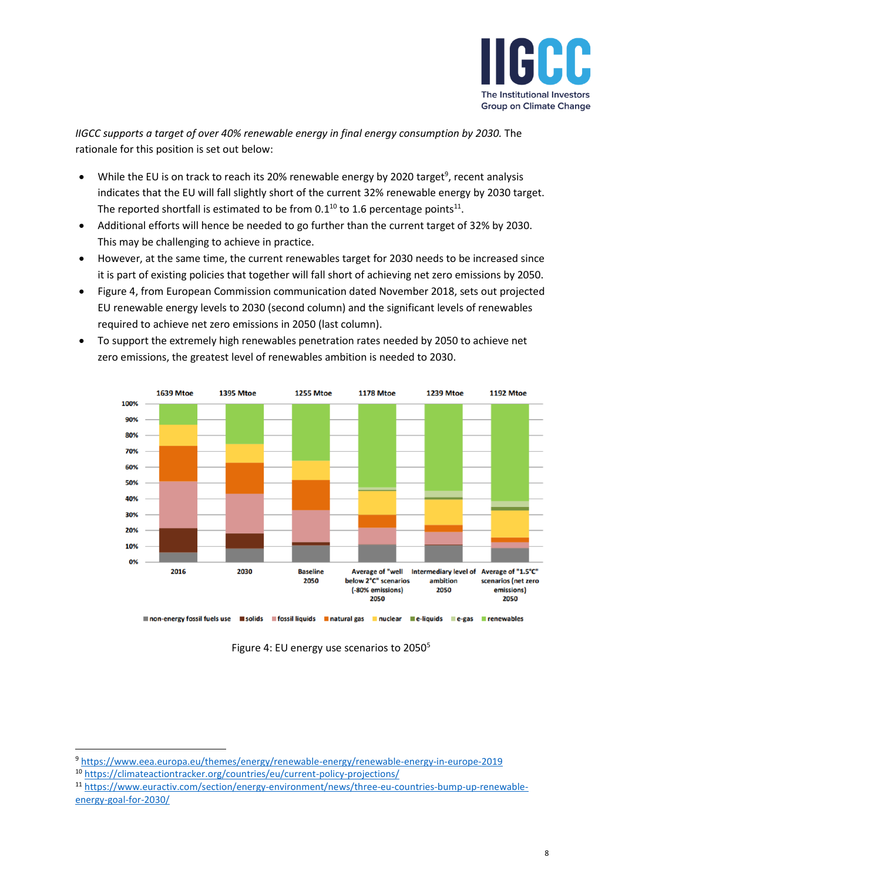*IIGCC supports a target of over 40% renewable energy in final energy consumption by 2030.* The rationale for this position is set out below:

- While the EU is on track to reach its 20% renewable energy by 2020 target[9], recent analysis indicates that the EU will fall slightly short of the current 32% renewable energy by 2030 target. The reported shortfall is estimated to be from 0.1[10] to 1.6 percentage points[11].
- Additional efforts will hence be needed to go further than the current target of 32% by 2030. This may be challenging to achieve in practice.
- However, at the same time, the current renewables target for 2030 needs to be increased since it is part of existing policies that together will fall short of achieving net zero emissions by 2050.
- Figure 4, from European Commission communication dated November 2018, sets out projected EU renewable energy levels to 2030 (second column) and the significant levels of renewables required to achieve net zero emissions in 2050 (last column).
- To support the extremely high renewables penetration rates needed by 2050 to achieve net zero emissions, the greatest level of renewables ambition is needed to 2030.

Figure 4: EU energy use scenarios to 2050[5]

[9] https://www.eea.europa.eu/themes/energy/renewable-energy/renewable-energy-in-europe-2019

[10] https://climateactiontracker.org/countries/eu/current-policy-projections/

[11] https://www.euractiv.com/section/energy-environment/news/three-eu-countries-bump-up-renewable-energy-goal-for-2030/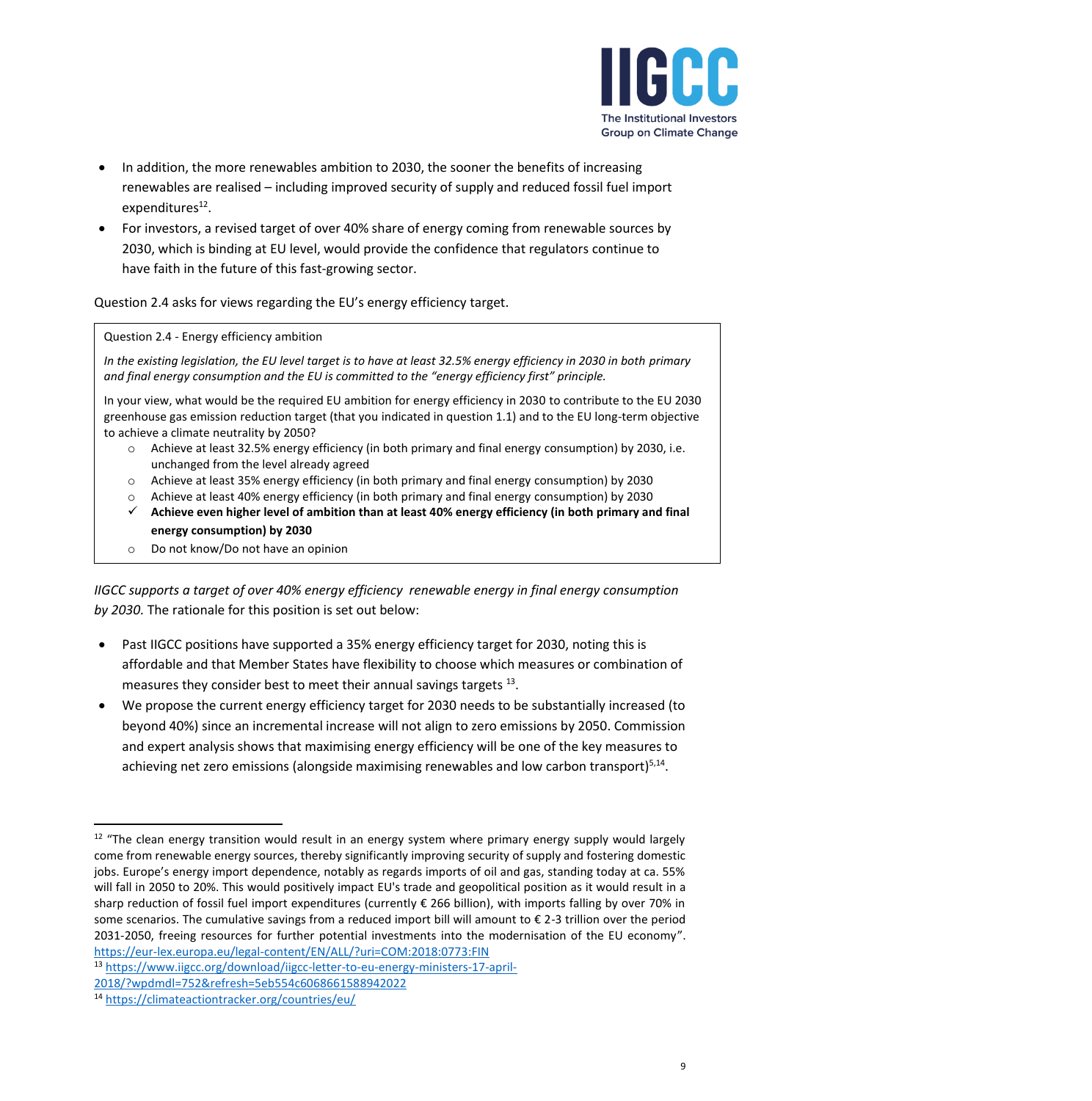- In addition, the more renewables ambition to 2030, the sooner the benefits of increasing renewables are realised – including improved security of supply and reduced fossil fuel import expenditures[12].
- For investors, a revised target of over 40% share of energy coming from renewable sources by 2030, which is binding at EU level, would provide the confidence that regulators continue to have faith in the future of this fast-growing sector.

Question 2.4 asks for views regarding the EU's energy efficiency target.

> Question 2.4 - Energy efficiency ambition
>
> *In the existing legislation, the EU level target is to have at least 32.5% energy efficiency in 2030 in both primary and final energy consumption and the EU is committed to the "energy efficiency first" principle.*
>
> In your view, what would be the required EU ambition for energy efficiency in 2030 to contribute to the EU 2030 greenhouse gas emission reduction target (that you indicated in question 1.1) and to the EU long-term objective to achieve a climate neutrality by 2050?
>
> - o Achieve at least 32.5% energy efficiency (in both primary and final energy consumption) by 2030, i.e. unchanged from the level already agreed
> - o Achieve at least 35% energy efficiency (in both primary and final energy consumption) by 2030
> - o Achieve at least 40% energy efficiency (in both primary and final energy consumption) by 2030
> - ✓ **Achieve even higher level of ambition than at least 40% energy efficiency (in both primary and final energy consumption) by 2030**
> - o Do not know/Do not have an opinion

*IIGCC supports a target of over 40% energy efficiency renewable energy in final energy consumption by 2030.* The rationale for this position is set out below:

- Past IIGCC positions have supported a 35% energy efficiency target for 2030, noting this is affordable and that Member States have flexibility to choose which measures or combination of measures they consider best to meet their annual savings targets [13].
- We propose the current energy efficiency target for 2030 needs to be substantially increased (to beyond 40%) since an incremental increase will not align to zero emissions by 2050. Commission and expert analysis shows that maximising energy efficiency will be one of the key measures to achieving net zero emissions (alongside maximising renewables and low carbon transport)[5,14].

---

[12] "The clean energy transition would result in an energy system where primary energy supply would largely come from renewable energy sources, thereby significantly improving security of supply and fostering domestic jobs. Europe's energy import dependence, notably as regards imports of oil and gas, standing today at ca. 55% will fall in 2050 to 20%. This would positively impact EU's trade and geopolitical position as it would result in a sharp reduction of fossil fuel import expenditures (currently € 266 billion), with imports falling by over 70% in some scenarios. The cumulative savings from a reduced import bill will amount to € 2-3 trillion over the period 2031-2050, freeing resources for further potential investments into the modernisation of the EU economy". https://eur-lex.europa.eu/legal-content/EN/ALL/?uri=COM:2018:0773:FIN

[13] https://www.iigcc.org/download/iigcc-letter-to-eu-energy-ministers-17-april-2018/?wpdmdl=752&refresh=5eb554c6068661588942022

[14] https://climateactiontracker.org/countries/eu/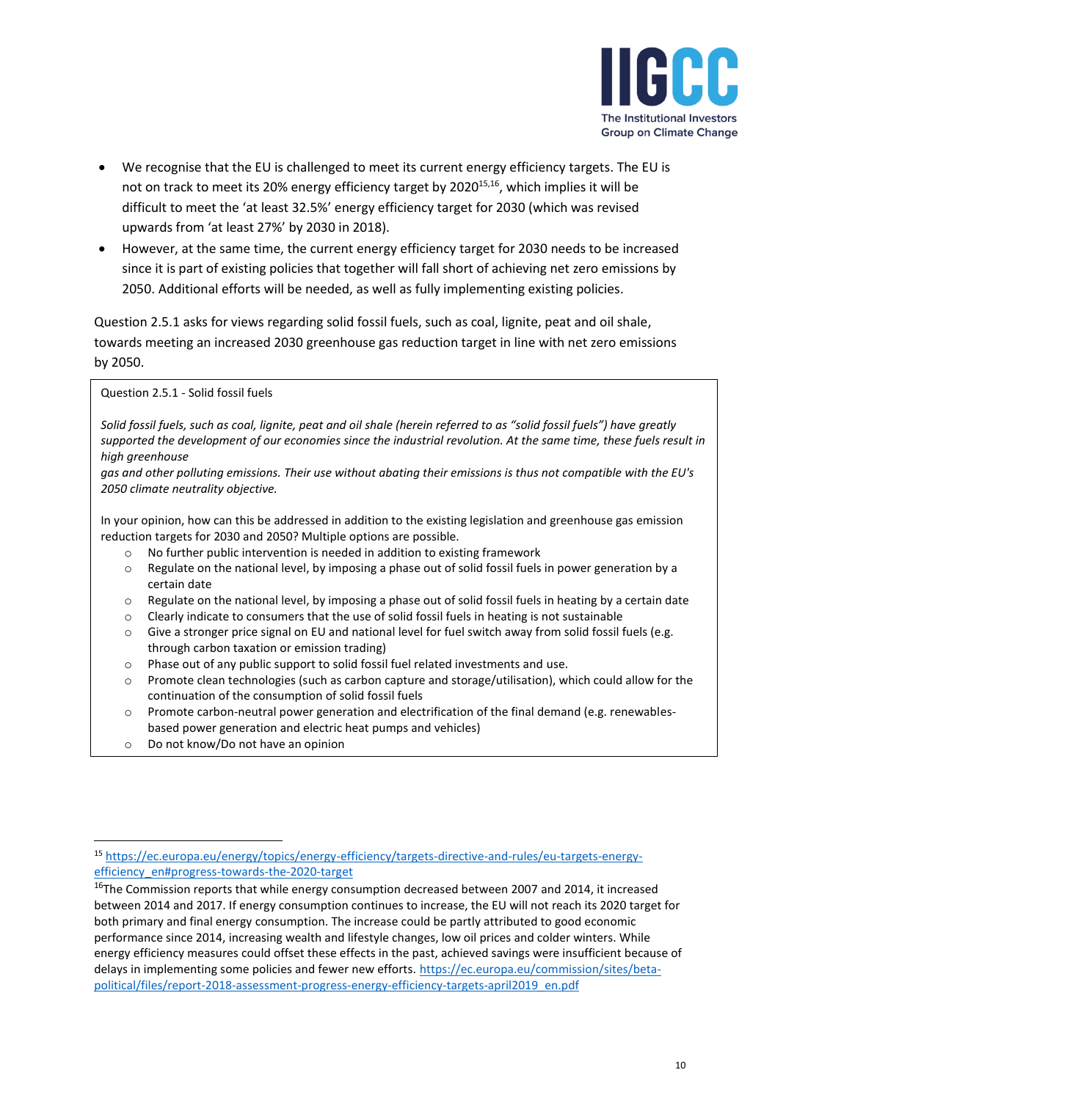- We recognise that the EU is challenged to meet its current energy efficiency targets. The EU is not on track to meet its 20% energy efficiency target by 2020[15,16], which implies it will be difficult to meet the 'at least 32.5%' energy efficiency target for 2030 (which was revised upwards from 'at least 27%' by 2030 in 2018).
- However, at the same time, the current energy efficiency target for 2030 needs to be increased since it is part of existing policies that together will fall short of achieving net zero emissions by 2050. Additional efforts will be needed, as well as fully implementing existing policies.

Question 2.5.1 asks for views regarding solid fossil fuels, such as coal, lignite, peat and oil shale, towards meeting an increased 2030 greenhouse gas reduction target in line with net zero emissions by 2050.

> Question 2.5.1 - Solid fossil fuels
>
> *Solid fossil fuels, such as coal, lignite, peat and oil shale (herein referred to as "solid fossil fuels") have greatly supported the development of our economies since the industrial revolution. At the same time, these fuels result in high greenhouse gas and other polluting emissions. Their use without abating their emissions is thus not compatible with the EU's 2050 climate neutrality objective.*
>
> In your opinion, how can this be addressed in addition to the existing legislation and greenhouse gas emission reduction targets for 2030 and 2050? Multiple options are possible.
>
> - No further public intervention is needed in addition to existing framework
> - Regulate on the national level, by imposing a phase out of solid fossil fuels in power generation by a certain date
> - Regulate on the national level, by imposing a phase out of solid fossil fuels in heating by a certain date
> - Clearly indicate to consumers that the use of solid fossil fuels in heating is not sustainable
> - Give a stronger price signal on EU and national level for fuel switch away from solid fossil fuels (e.g. through carbon taxation or emission trading)
> - Phase out of any public support to solid fossil fuel related investments and use.
> - Promote clean technologies (such as carbon capture and storage/utilisation), which could allow for the continuation of the consumption of solid fossil fuels
> - Promote carbon-neutral power generation and electrification of the final demand (e.g. renewables-based power generation and electric heat pumps and vehicles)
> - Do not know/Do not have an opinion

---

[15] https://ec.europa.eu/energy/topics/energy-efficiency/targets-directive-and-rules/eu-targets-energy-efficiency_en#progress-towards-the-2020-target

[16] The Commission reports that while energy consumption decreased between 2007 and 2014, it increased between 2014 and 2017. If energy consumption continues to increase, the EU will not reach its 2020 target for both primary and final energy consumption. The increase could be partly attributed to good economic performance since 2014, increasing wealth and lifestyle changes, low oil prices and colder winters. While energy efficiency measures could offset these effects in the past, achieved savings were insufficient because of delays in implementing some policies and fewer new efforts. https://ec.europa.eu/commission/sites/beta-political/files/report-2018-assessment-progress-energy-efficiency-targets-april2019_en.pdf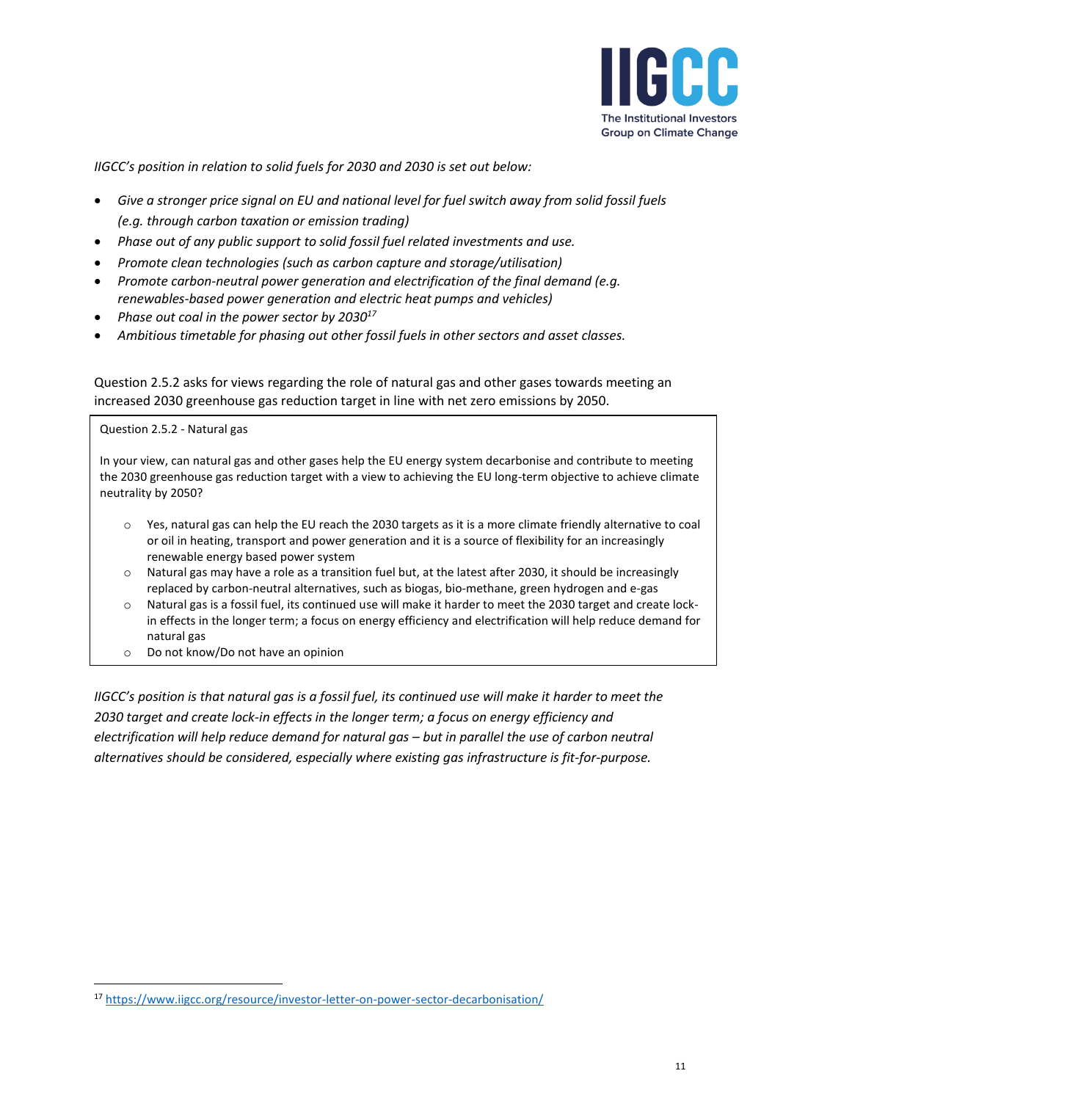*IIGCC's position in relation to solid fuels for 2030 and 2030 is set out below:*

- *Give a stronger price signal on EU and national level for fuel switch away from solid fossil fuels (e.g. through carbon taxation or emission trading)*
- *Phase out of any public support to solid fossil fuel related investments and use.*
- *Promote clean technologies (such as carbon capture and storage/utilisation)*
- *Promote carbon-neutral power generation and electrification of the final demand (e.g. renewables-based power generation and electric heat pumps and vehicles)*
- *Phase out coal in the power sector by 2030*[17]
- *Ambitious timetable for phasing out other fossil fuels in other sectors and asset classes.*

Question 2.5.2 asks for views regarding the role of natural gas and other gases towards meeting an increased 2030 greenhouse gas reduction target in line with net zero emissions by 2050.

> Question 2.5.2 - Natural gas
>
> In your view, can natural gas and other gases help the EU energy system decarbonise and contribute to meeting the 2030 greenhouse gas reduction target with a view to achieving the EU long-term objective to achieve climate neutrality by 2050?
>
> - Yes, natural gas can help the EU reach the 2030 targets as it is a more climate friendly alternative to coal or oil in heating, transport and power generation and it is a source of flexibility for an increasingly renewable energy based power system
> - Natural gas may have a role as a transition fuel but, at the latest after 2030, it should be increasingly replaced by carbon-neutral alternatives, such as biogas, bio-methane, green hydrogen and e-gas
> - Natural gas is a fossil fuel, its continued use will make it harder to meet the 2030 target and create lock-in effects in the longer term; a focus on energy efficiency and electrification will help reduce demand for natural gas
> - Do not know/Do not have an opinion

*IIGCC's position is that natural gas is a fossil fuel, its continued use will make it harder to meet the 2030 target and create lock-in effects in the longer term; a focus on energy efficiency and electrification will help reduce demand for natural gas – but in parallel the use of carbon neutral alternatives should be considered, especially where existing gas infrastructure is fit-for-purpose.*

[17] https://www.iigcc.org/resource/investor-letter-on-power-sector-decarbonisation/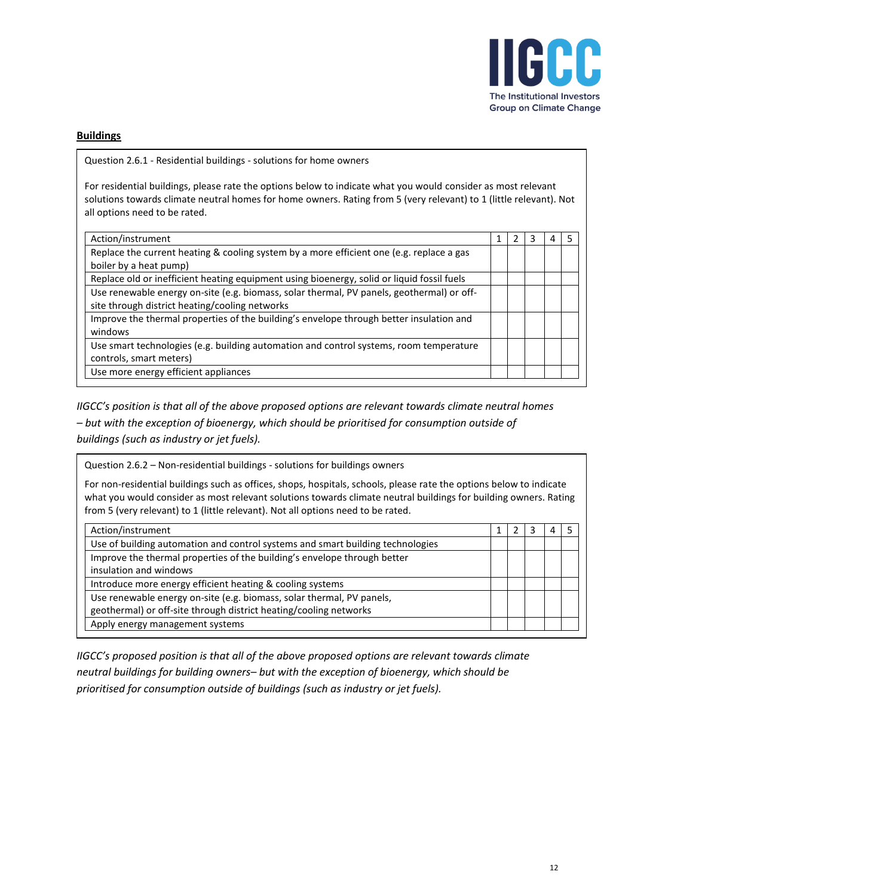**Buildings**

Question 2.6.1 - Residential buildings - solutions for home owners

For residential buildings, please rate the options below to indicate what you would consider as most relevant solutions towards climate neutral homes for home owners. Rating from 5 (very relevant) to 1 (little relevant). Not all options need to be rated.

| Action/instrument | 1 | 2 | 3 | 4 | 5 |
|---|---|---|---|---|---|
| Replace the current heating & cooling system by a more efficient one (e.g. replace a gas boiler by a heat pump) | | | | | |
| Replace old or inefficient heating equipment using bioenergy, solid or liquid fossil fuels | | | | | |
| Use renewable energy on-site (e.g. biomass, solar thermal, PV panels, geothermal) or off-site through district heating/cooling networks | | | | | |
| Improve the thermal properties of the building's envelope through better insulation and windows | | | | | |
| Use smart technologies (e.g. building automation and control systems, room temperature controls, smart meters) | | | | | |
| Use more energy efficient appliances | | | | | |

*IIGCC's position is that all of the above proposed options are relevant towards climate neutral homes – but with the exception of bioenergy, which should be prioritised for consumption outside of buildings (such as industry or jet fuels).*

Question 2.6.2 – Non-residential buildings - solutions for buildings owners

For non-residential buildings such as offices, shops, hospitals, schools, please rate the options below to indicate what you would consider as most relevant solutions towards climate neutral buildings for building owners. Rating from 5 (very relevant) to 1 (little relevant). Not all options need to be rated.

| Action/instrument | 1 | 2 | 3 | 4 | 5 |
|---|---|---|---|---|---|
| Use of building automation and control systems and smart building technologies | | | | | |
| Improve the thermal properties of the building's envelope through better insulation and windows | | | | | |
| Introduce more energy efficient heating & cooling systems | | | | | |
| Use renewable energy on-site (e.g. biomass, solar thermal, PV panels, geothermal) or off-site through district heating/cooling networks | | | | | |
| Apply energy management systems | | | | | |

*IIGCC's proposed position is that all of the above proposed options are relevant towards climate neutral buildings for building owners– but with the exception of bioenergy, which should be prioritised for consumption outside of buildings (such as industry or jet fuels).*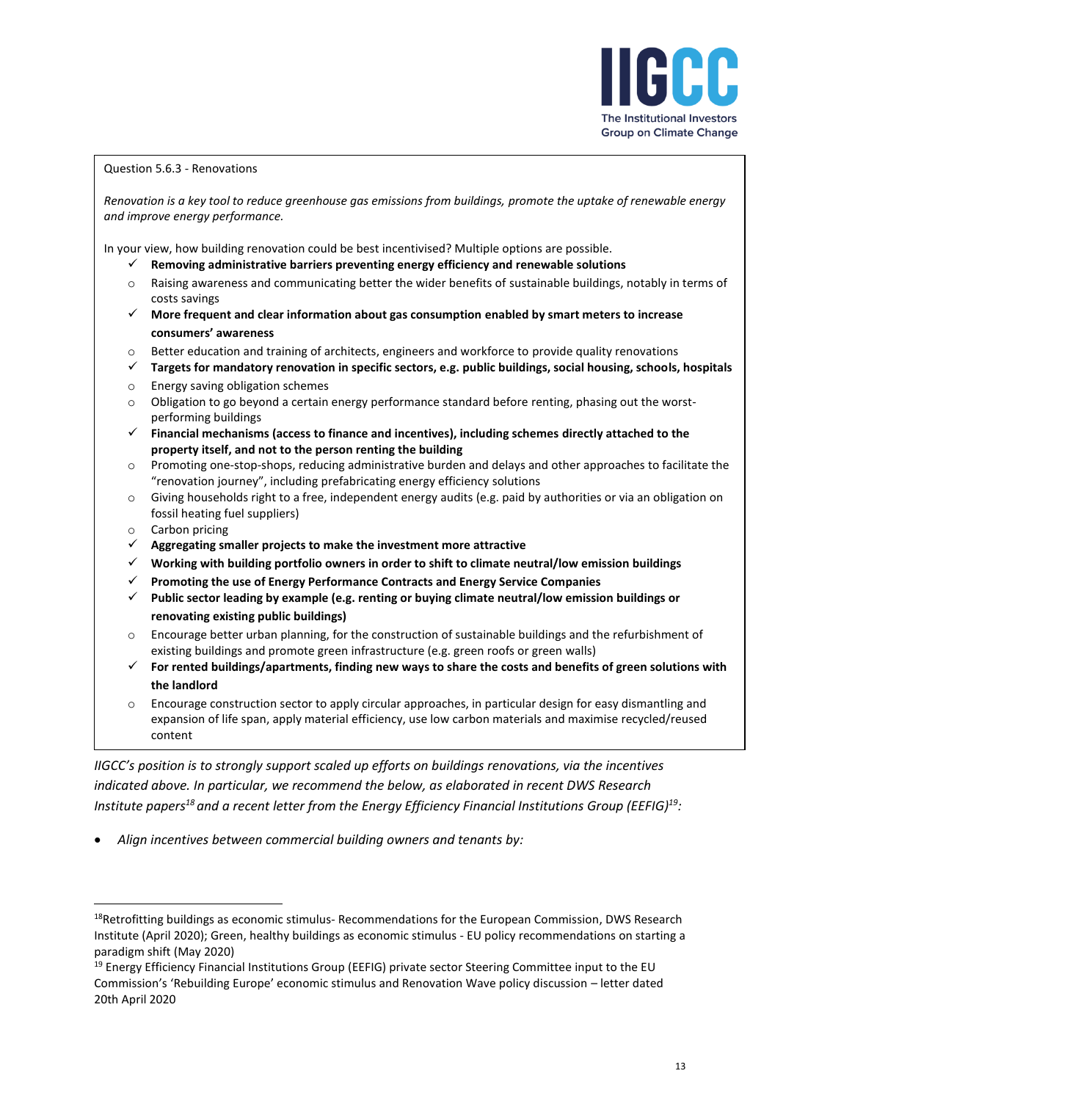Question 5.6.3 - Renovations

*Renovation is a key tool to reduce greenhouse gas emissions from buildings, promote the uptake of renewable energy and improve energy performance.*

In your view, how building renovation could be best incentivised? Multiple options are possible.

- ✓ **Removing administrative barriers preventing energy efficiency and renewable solutions**
- ○ Raising awareness and communicating better the wider benefits of sustainable buildings, notably in terms of costs savings
- ✓ **More frequent and clear information about gas consumption enabled by smart meters to increase consumers' awareness**
- ○ Better education and training of architects, engineers and workforce to provide quality renovations
- ✓ **Targets for mandatory renovation in specific sectors, e.g. public buildings, social housing, schools, hospitals**
- ○ Energy saving obligation schemes
- ○ Obligation to go beyond a certain energy performance standard before renting, phasing out the worst-performing buildings
- ✓ **Financial mechanisms (access to finance and incentives), including schemes directly attached to the property itself, and not to the person renting the building**
- ○ Promoting one-stop-shops, reducing administrative burden and delays and other approaches to facilitate the "renovation journey", including prefabricating energy efficiency solutions
- ○ Giving households right to a free, independent energy audits (e.g. paid by authorities or via an obligation on fossil heating fuel suppliers)
- ○ Carbon pricing
- ✓ **Aggregating smaller projects to make the investment more attractive**
- ✓ **Working with building portfolio owners in order to shift to climate neutral/low emission buildings**
- ✓ **Promoting the use of Energy Performance Contracts and Energy Service Companies**
- ✓ **Public sector leading by example (e.g. renting or buying climate neutral/low emission buildings or renovating existing public buildings)**
- ○ Encourage better urban planning, for the construction of sustainable buildings and the refurbishment of existing buildings and promote green infrastructure (e.g. green roofs or green walls)
- ✓ **For rented buildings/apartments, finding new ways to share the costs and benefits of green solutions with the landlord**
- ○ Encourage construction sector to apply circular approaches, in particular design for easy dismantling and expansion of life span, apply material efficiency, use low carbon materials and maximise recycled/reused content

*IIGCC's position is to strongly support scaled up efforts on buildings renovations, via the incentives indicated above. In particular, we recommend the below, as elaborated in recent DWS Research Institute papers[18] and a recent letter from the Energy Efficiency Financial Institutions Group (EEFIG)[19]:*

- *Align incentives between commercial building owners and tenants by:*

---

[18] Retrofitting buildings as economic stimulus- Recommendations for the European Commission, DWS Research Institute (April 2020); Green, healthy buildings as economic stimulus - EU policy recommendations on starting a paradigm shift (May 2020)

[19] Energy Efficiency Financial Institutions Group (EEFIG) private sector Steering Committee input to the EU Commission's 'Rebuilding Europe' economic stimulus and Renovation Wave policy discussion – letter dated 20th April 2020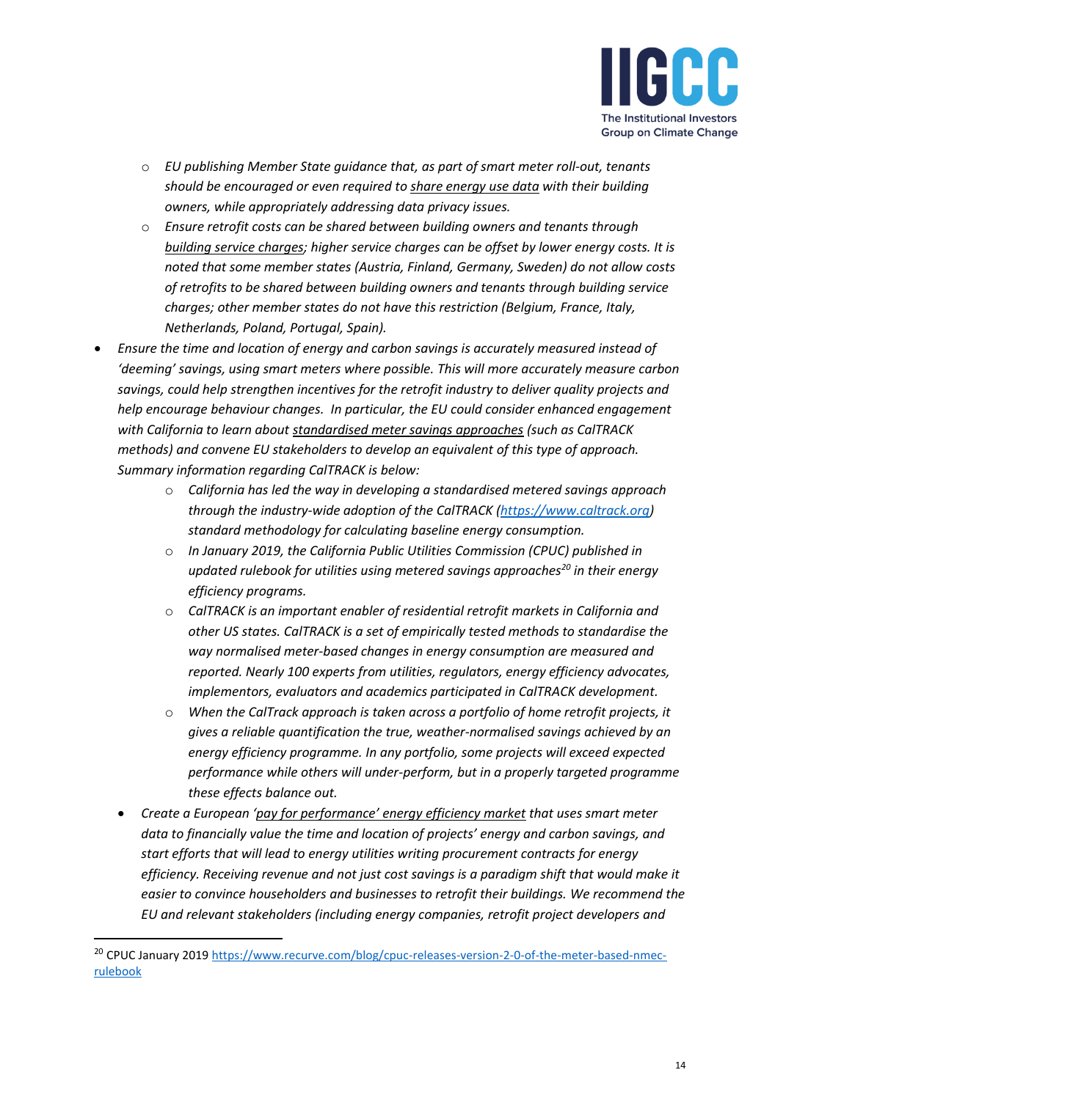- *EU publishing Member State guidance that, as part of smart meter roll-out, tenants should be encouraged or even required to share energy use data with their building owners, while appropriately addressing data privacy issues.*
  - *Ensure retrofit costs can be shared between building owners and tenants through building service charges; higher service charges can be offset by lower energy costs. It is noted that some member states (Austria, Finland, Germany, Sweden) do not allow costs of retrofits to be shared between building owners and tenants through building service charges; other member states do not have this restriction (Belgium, France, Italy, Netherlands, Poland, Portugal, Spain).*
- *Ensure the time and location of energy and carbon savings is accurately measured instead of 'deeming' savings, using smart meters where possible. This will more accurately measure carbon savings, could help strengthen incentives for the retrofit industry to deliver quality projects and help encourage behaviour changes. In particular, the EU could consider enhanced engagement with California to learn about standardised meter savings approaches (such as CalTRACK methods) and convene EU stakeholders to develop an equivalent of this type of approach. Summary information regarding CalTRACK is below:*
  - *California has led the way in developing a standardised metered savings approach through the industry-wide adoption of the CalTRACK (https://www.caltrack.org) standard methodology for calculating baseline energy consumption.*
  - *In January 2019, the California Public Utilities Commission (CPUC) published in updated rulebook for utilities using metered savings approaches[20] in their energy efficiency programs.*
  - *CalTRACK is an important enabler of residential retrofit markets in California and other US states. CalTRACK is a set of empirically tested methods to standardise the way normalised meter-based changes in energy consumption are measured and reported. Nearly 100 experts from utilities, regulators, energy efficiency advocates, implementors, evaluators and academics participated in CalTRACK development.*
  - *When the CalTrack approach is taken across a portfolio of home retrofit projects, it gives a reliable quantification the true, weather-normalised savings achieved by an energy efficiency programme. In any portfolio, some projects will exceed expected performance while others will under-perform, but in a properly targeted programme these effects balance out.*
- *Create a European 'pay for performance' energy efficiency market that uses smart meter data to financially value the time and location of projects' energy and carbon savings, and start efforts that will lead to energy utilities writing procurement contracts for energy efficiency. Receiving revenue and not just cost savings is a paradigm shift that would make it easier to convince householders and businesses to retrofit their buildings. We recommend the EU and relevant stakeholders (including energy companies, retrofit project developers and*

---

[20] CPUC January 2019 https://www.recurve.com/blog/cpuc-releases-version-2-0-of-the-meter-based-nmec-rulebook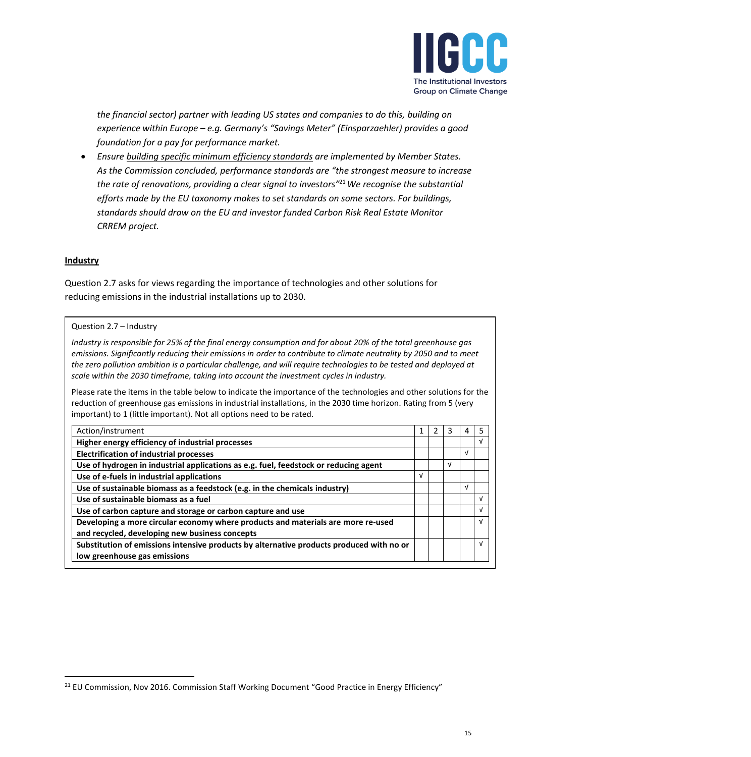*the financial sector) partner with leading US states and companies to do this, building on experience within Europe – e.g. Germany's "Savings Meter" (Einsparzaehler) provides a good foundation for a pay for performance market.*

- *Ensure building specific minimum efficiency standards are implemented by Member States. As the Commission concluded, performance standards are "the strongest measure to increase the rate of renovations, providing a clear signal to investors"[21] We recognise the substantial efforts made by the EU taxonomy makes to set standards on some sectors. For buildings, standards should draw on the EU and investor funded Carbon Risk Real Estate Monitor CRREM project.*

**Industry**

Question 2.7 asks for views regarding the importance of technologies and other solutions for reducing emissions in the industrial installations up to 2030.

> Question 2.7 – Industry
>
> *Industry is responsible for 25% of the final energy consumption and for about 20% of the total greenhouse gas emissions. Significantly reducing their emissions in order to contribute to climate neutrality by 2050 and to meet the zero pollution ambition is a particular challenge, and will require technologies to be tested and deployed at scale within the 2030 timeframe, taking into account the investment cycles in industry.*
>
> Please rate the items in the table below to indicate the importance of the technologies and other solutions for the reduction of greenhouse gas emissions in industrial installations, in the 2030 time horizon. Rating from 5 (very important) to 1 (little important). Not all options need to be rated.

| Action/instrument | 1 | 2 | 3 | 4 | 5 |
|---|---|---|---|---|---|
| **Higher energy efficiency of industrial processes** | | | | | √ |
| **Electrification of industrial processes** | | | | √ | |
| **Use of hydrogen in industrial applications as e.g. fuel, feedstock or reducing agent** | | | √ | | |
| **Use of e-fuels in industrial applications** | √ | | | | |
| **Use of sustainable biomass as a feedstock (e.g. in the chemicals industry)** | | | | √ | |
| **Use of sustainable biomass as a fuel** | | | | | √ |
| **Use of carbon capture and storage or carbon capture and use** | | | | | √ |
| **Developing a more circular economy where products and materials are more re-used and recycled, developing new business concepts** | | | | | √ |
| **Substitution of emissions intensive products by alternative products produced with no or low greenhouse gas emissions** | | | | | √ |

[21] EU Commission, Nov 2016. Commission Staff Working Document "Good Practice in Energy Efficiency"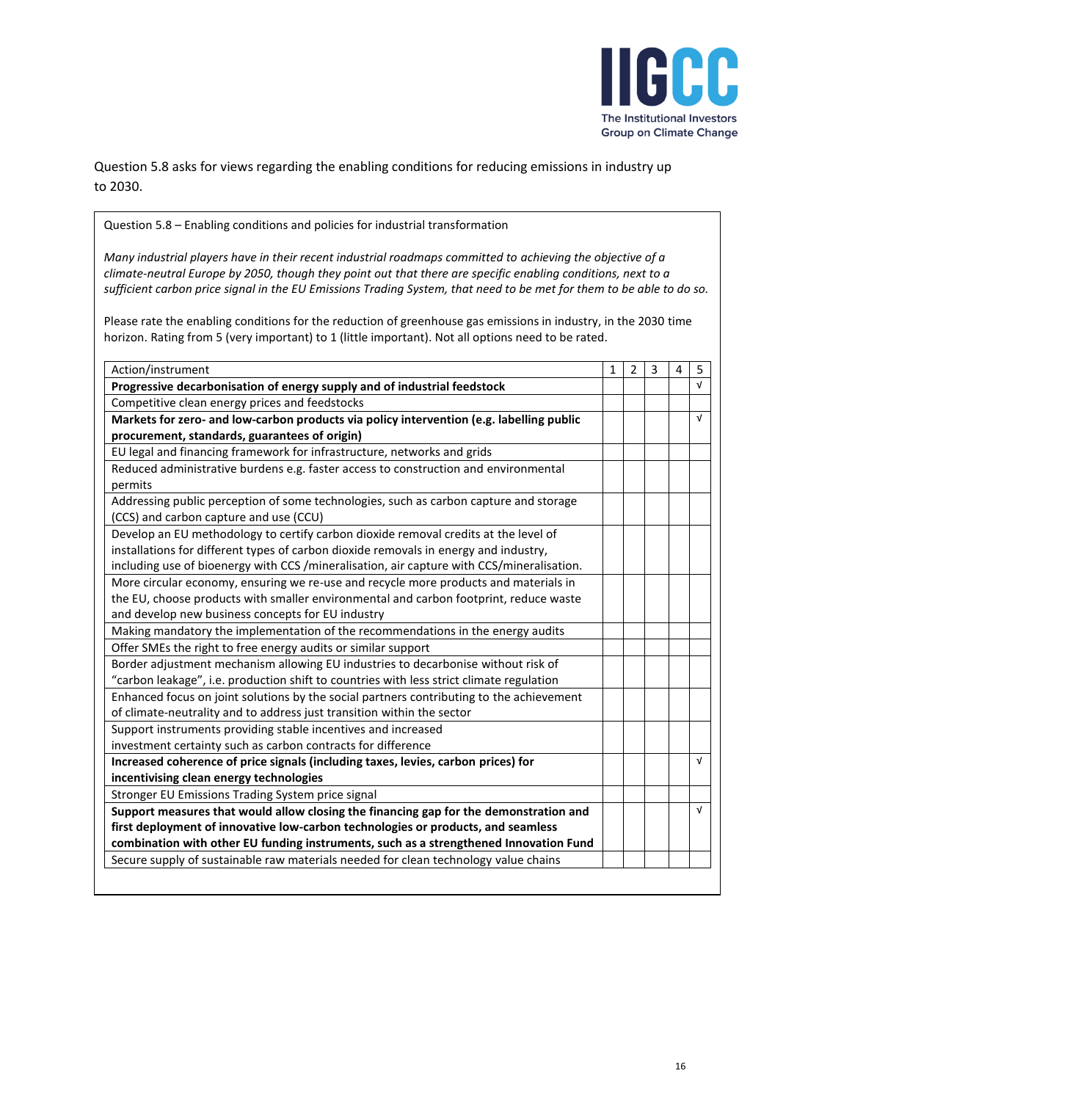Question 5.8 asks for views regarding the enabling conditions for reducing emissions in industry up to 2030.

Question 5.8 – Enabling conditions and policies for industrial transformation

*Many industrial players have in their recent industrial roadmaps committed to achieving the objective of a climate-neutral Europe by 2050, though they point out that there are specific enabling conditions, next to a sufficient carbon price signal in the EU Emissions Trading System, that need to be met for them to be able to do so.*

Please rate the enabling conditions for the reduction of greenhouse gas emissions in industry, in the 2030 time horizon. Rating from 5 (very important) to 1 (little important). Not all options need to be rated.

| Action/instrument | 1 | 2 | 3 | 4 | 5 |
|---|---|---|---|---|---|
| **Progressive decarbonisation of energy supply and of industrial feedstock** | | | | | √ |
| Competitive clean energy prices and feedstocks | | | | | |
| **Markets for zero- and low-carbon products via policy intervention (e.g. labelling public procurement, standards, guarantees of origin)** | | | | | √ |
| EU legal and financing framework for infrastructure, networks and grids | | | | | |
| Reduced administrative burdens e.g. faster access to construction and environmental permits | | | | | |
| Addressing public perception of some technologies, such as carbon capture and storage (CCS) and carbon capture and use (CCU) | | | | | |
| Develop an EU methodology to certify carbon dioxide removal credits at the level of installations for different types of carbon dioxide removals in energy and industry, including use of bioenergy with CCS /mineralisation, air capture with CCS/mineralisation. | | | | | |
| More circular economy, ensuring we re-use and recycle more products and materials in the EU, choose products with smaller environmental and carbon footprint, reduce waste and develop new business concepts for EU industry | | | | | |
| Making mandatory the implementation of the recommendations in the energy audits | | | | | |
| Offer SMEs the right to free energy audits or similar support | | | | | |
| Border adjustment mechanism allowing EU industries to decarbonise without risk of "carbon leakage", i.e. production shift to countries with less strict climate regulation | | | | | |
| Enhanced focus on joint solutions by the social partners contributing to the achievement of climate-neutrality and to address just transition within the sector | | | | | |
| Support instruments providing stable incentives and increased investment certainty such as carbon contracts for difference | | | | | |
| **Increased coherence of price signals (including taxes, levies, carbon prices) for incentivising clean energy technologies** | | | | | √ |
| Stronger EU Emissions Trading System price signal | | | | | |
| **Support measures that would allow closing the financing gap for the demonstration and first deployment of innovative low-carbon technologies or products, and seamless combination with other EU funding instruments, such as a strengthened Innovation Fund** | | | | | √ |
| Secure supply of sustainable raw materials needed for clean technology value chains | | | | | |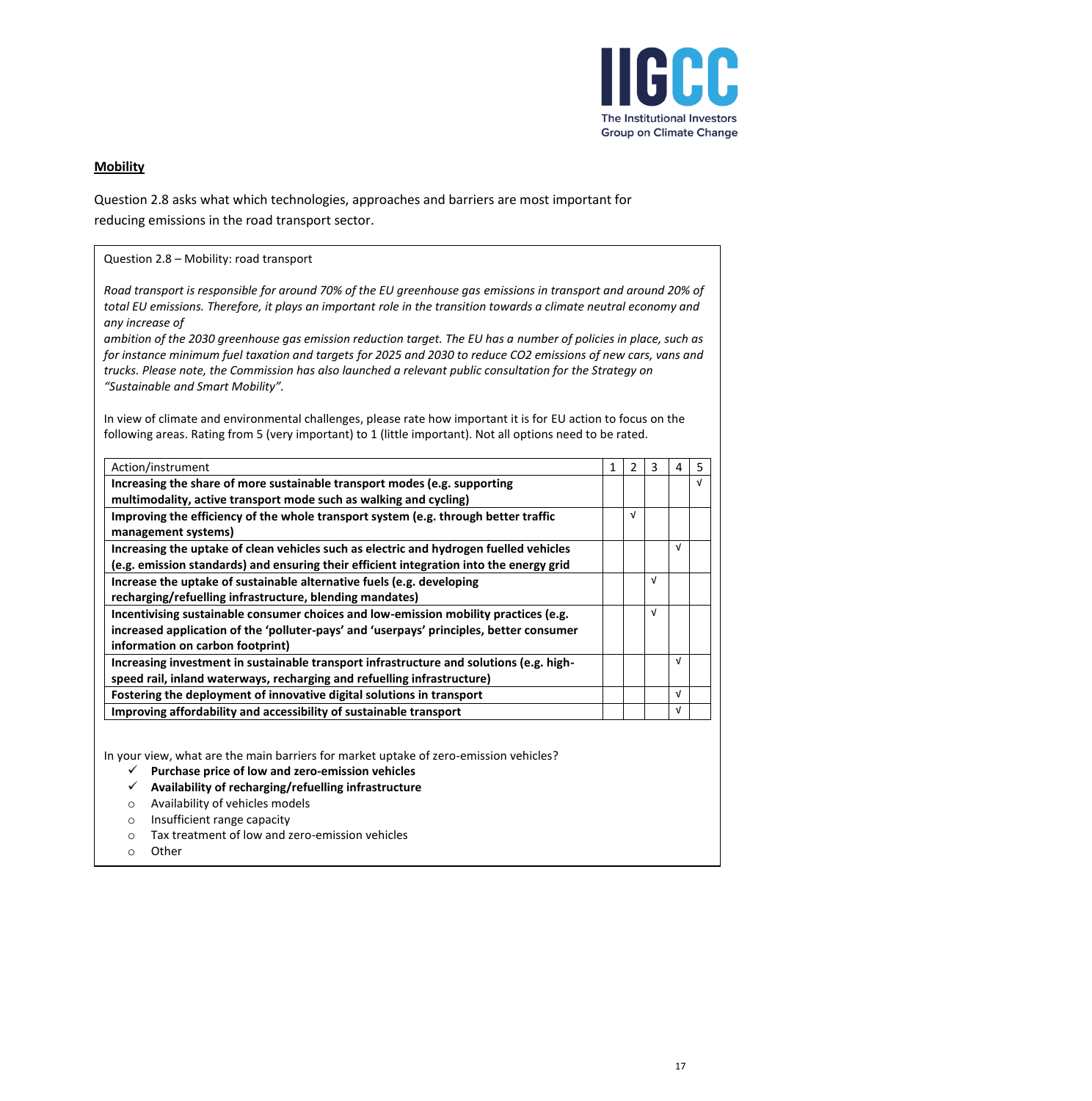**Mobility**

Question 2.8 asks what which technologies, approaches and barriers are most important for reducing emissions in the road transport sector.

Question 2.8 – Mobility: road transport

*Road transport is responsible for around 70% of the EU greenhouse gas emissions in transport and around 20% of total EU emissions. Therefore, it plays an important role in the transition towards a climate neutral economy and any increase of*
*ambition of the 2030 greenhouse gas emission reduction target. The EU has a number of policies in place, such as for instance minimum fuel taxation and targets for 2025 and 2030 to reduce CO2 emissions of new cars, vans and trucks. Please note, the Commission has also launched a relevant public consultation for the Strategy on "Sustainable and Smart Mobility".*

In view of climate and environmental challenges, please rate how important it is for EU action to focus on the following areas. Rating from 5 (very important) to 1 (little important). Not all options need to be rated.

| Action/instrument | 1 | 2 | 3 | 4 | 5 |
|---|---|---|---|---|---|
| **Increasing the share of more sustainable transport modes (e.g. supporting multimodality, active transport mode such as walking and cycling)** | | | | | √ |
| **Improving the efficiency of the whole transport system (e.g. through better traffic management systems)** | | √ | | | |
| **Increasing the uptake of clean vehicles such as electric and hydrogen fuelled vehicles (e.g. emission standards) and ensuring their efficient integration into the energy grid** | | | | √ | |
| **Increase the uptake of sustainable alternative fuels (e.g. developing recharging/refuelling infrastructure, blending mandates)** | | | √ | | |
| **Incentivising sustainable consumer choices and low-emission mobility practices (e.g. increased application of the 'polluter-pays' and 'userpays' principles, better consumer information on carbon footprint)** | | | √ | | |
| **Increasing investment in sustainable transport infrastructure and solutions (e.g. high-speed rail, inland waterways, recharging and refuelling infrastructure)** | | | | √ | |
| **Fostering the deployment of innovative digital solutions in transport** | | | | √ | |
| **Improving affordability and accessibility of sustainable transport** | | | | √ | |

In your view, what are the main barriers for market uptake of zero-emission vehicles?

- ✓ **Purchase price of low and zero-emission vehicles**
- ✓ **Availability of recharging/refuelling infrastructure**
- ○ Availability of vehicles models
- ○ Insufficient range capacity
- ○ Tax treatment of low and zero-emission vehicles
- ○ Other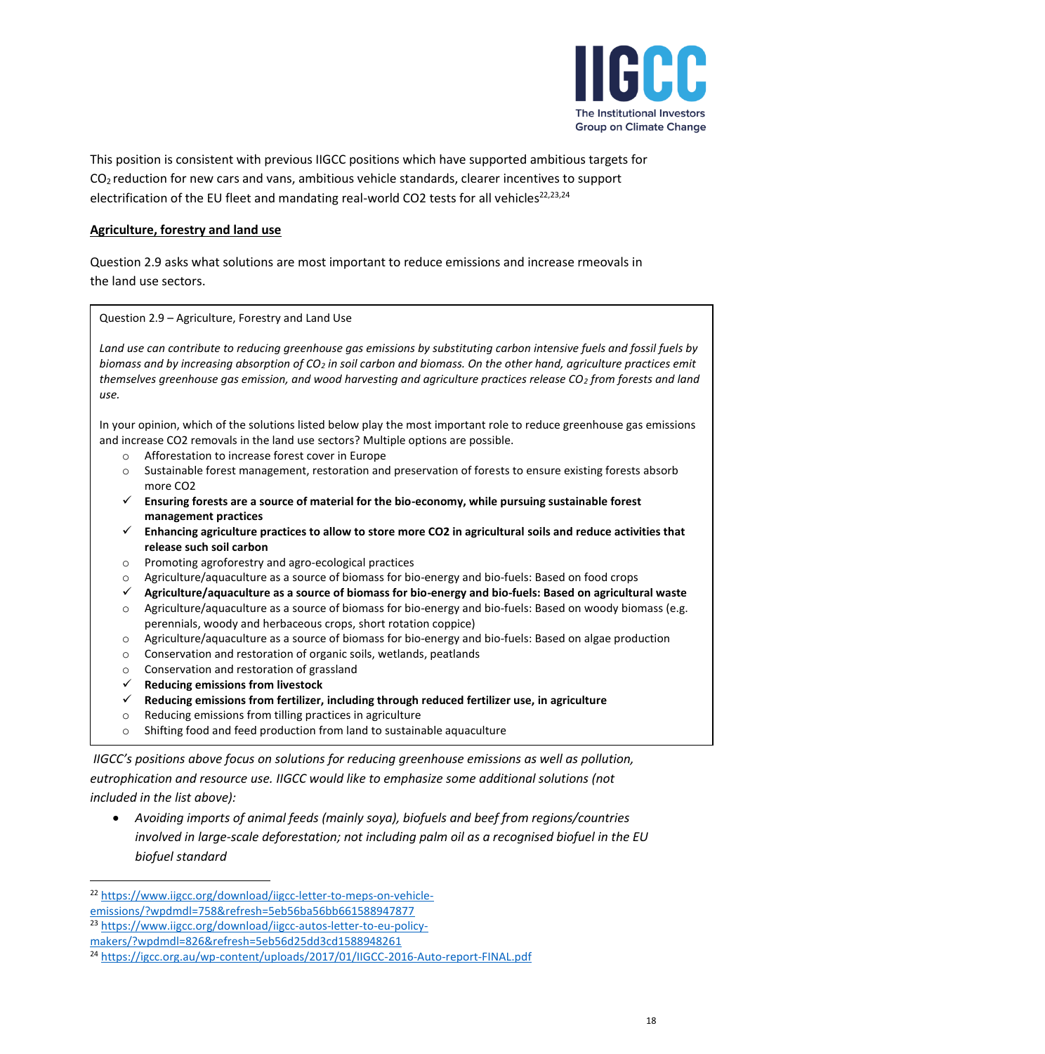This position is consistent with previous IIGCC positions which have supported ambitious targets for $CO_2$ reduction for new cars and vans, ambitious vehicle standards, clearer incentives to support electrification of the EU fleet and mandating real-world CO2 tests for all vehicles[22,23,24]

**Agriculture, forestry and land use**

Question 2.9 asks what solutions are most important to reduce emissions and increase rmeovals in the land use sectors.

> Question 2.9 – Agriculture, Forestry and Land Use
>
> *Land use can contribute to reducing greenhouse gas emissions by substituting carbon intensive fuels and fossil fuels by biomass and by increasing absorption of $CO_2$ in soil carbon and biomass. On the other hand, agriculture practices emit themselves greenhouse gas emission, and wood harvesting and agriculture practices release $CO_2$ from forests and land use.*
>
> In your opinion, which of the solutions listed below play the most important role to reduce greenhouse gas emissions and increase CO2 removals in the land use sectors? Multiple options are possible.
>
> - ○ Afforestation to increase forest cover in Europe
> - ○ Sustainable forest management, restoration and preservation of forests to ensure existing forests absorb more CO2
> - ✓ **Ensuring forests are a source of material for the bio-economy, while pursuing sustainable forest management practices**
> - ✓ **Enhancing agriculture practices to allow to store more CO2 in agricultural soils and reduce activities that release such soil carbon**
> - ○ Promoting agroforestry and agro-ecological practices
> - ○ Agriculture/aquaculture as a source of biomass for bio-energy and bio-fuels: Based on food crops
> - ✓ **Agriculture/aquaculture as a source of biomass for bio-energy and bio-fuels: Based on agricultural waste**
> - ○ Agriculture/aquaculture as a source of biomass for bio-energy and bio-fuels: Based on woody biomass (e.g. perennials, woody and herbaceous crops, short rotation coppice)
> - ○ Agriculture/aquaculture as a source of biomass for bio-energy and bio-fuels: Based on algae production
> - ○ Conservation and restoration of organic soils, wetlands, peatlands
> - ○ Conservation and restoration of grassland
> - ✓ **Reducing emissions from livestock**
> - ✓ **Reducing emissions from fertilizer, including through reduced fertilizer use, in agriculture**
> - ○ Reducing emissions from tilling practices in agriculture
> - ○ Shifting food and feed production from land to sustainable aquaculture

*IIGCC's positions above focus on solutions for reducing greenhouse emissions as well as pollution, eutrophication and resource use. IIGCC would like to emphasize some additional solutions (not included in the list above):*

- *Avoiding imports of animal feeds (mainly soya), biofuels and beef from regions/countries involved in large-scale deforestation; not including palm oil as a recognised biofuel in the EU biofuel standard*

---

[22] https://www.iigcc.org/download/iigcc-letter-to-meps-on-vehicle-emissions/?wpdmdl=758&refresh=5eb56ba56bb661588947877

[23] https://www.iigcc.org/download/iigcc-autos-letter-to-eu-policy-makers/?wpdmdl=826&refresh=5eb56d25dd3cd1588948261

[24] https://igcc.org.au/wp-content/uploads/2017/01/IIGCC-2016-Auto-report-FINAL.pdf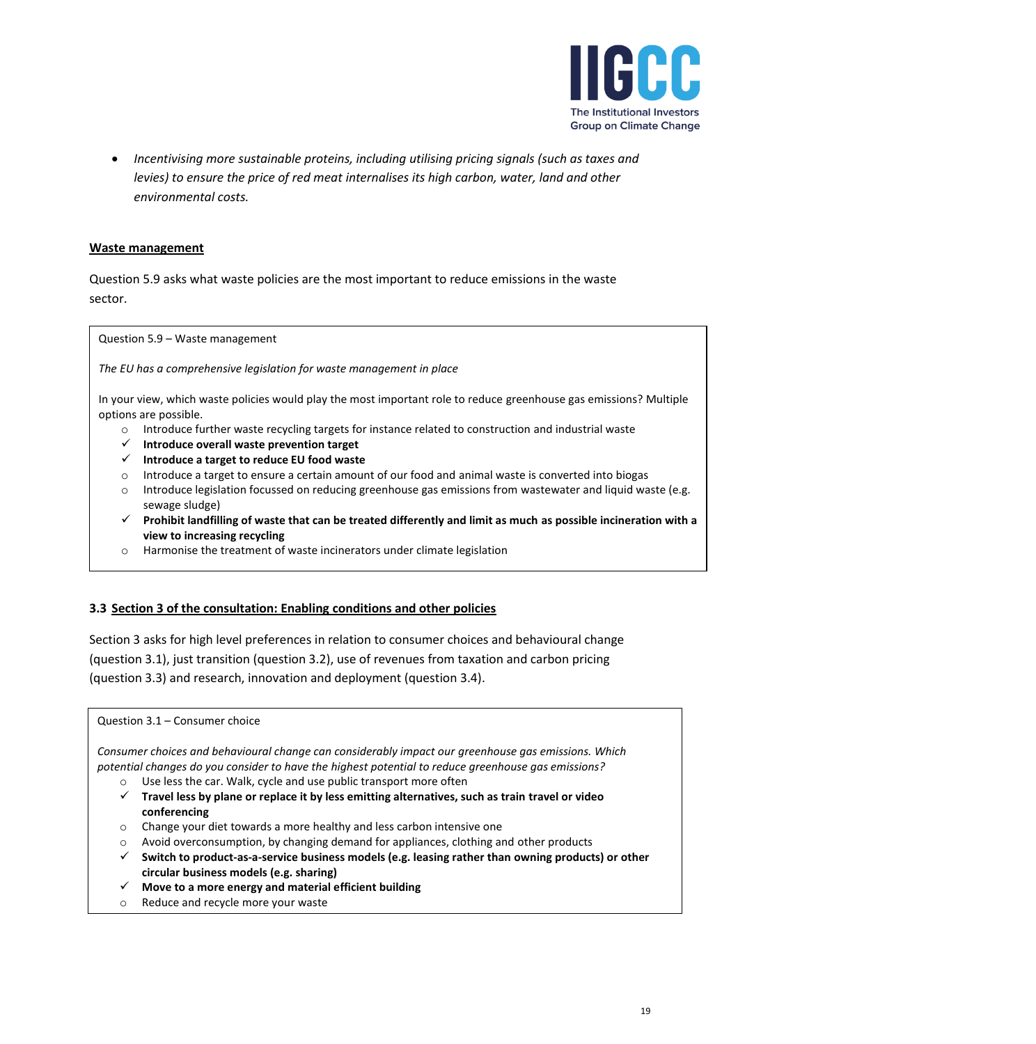- *Incentivising more sustainable proteins, including utilising pricing signals (such as taxes and levies) to ensure the price of red meat internalises its high carbon, water, land and other environmental costs.*

**Waste management**

Question 5.9 asks what waste policies are the most important to reduce emissions in the waste sector.

> Question 5.9 – Waste management
>
> *The EU has a comprehensive legislation for waste management in place*
>
> In your view, which waste policies would play the most important role to reduce greenhouse gas emissions? Multiple options are possible.
>
> - ○ Introduce further waste recycling targets for instance related to construction and industrial waste
> - ✓ **Introduce overall waste prevention target**
> - ✓ **Introduce a target to reduce EU food waste**
> - ○ Introduce a target to ensure a certain amount of our food and animal waste is converted into biogas
> - ○ Introduce legislation focussed on reducing greenhouse gas emissions from wastewater and liquid waste (e.g. sewage sludge)
> - ✓ **Prohibit landfilling of waste that can be treated differently and limit as much as possible incineration with a view to increasing recycling**
> - ○ Harmonise the treatment of waste incinerators under climate legislation

### 3.3 Section 3 of the consultation: Enabling conditions and other policies

Section 3 asks for high level preferences in relation to consumer choices and behavioural change (question 3.1), just transition (question 3.2), use of revenues from taxation and carbon pricing (question 3.3) and research, innovation and deployment (question 3.4).

> Question 3.1 – Consumer choice
>
> *Consumer choices and behavioural change can considerably impact our greenhouse gas emissions. Which potential changes do you consider to have the highest potential to reduce greenhouse gas emissions?*
>
> - ○ Use less the car. Walk, cycle and use public transport more often
> - ✓ **Travel less by plane or replace it by less emitting alternatives, such as train travel or video conferencing**
> - ○ Change your diet towards a more healthy and less carbon intensive one
> - ○ Avoid overconsumption, by changing demand for appliances, clothing and other products
> - ✓ **Switch to product-as-a-service business models (e.g. leasing rather than owning products) or other circular business models (e.g. sharing)**
> - ✓ **Move to a more energy and material efficient building**
> - ○ Reduce and recycle more your waste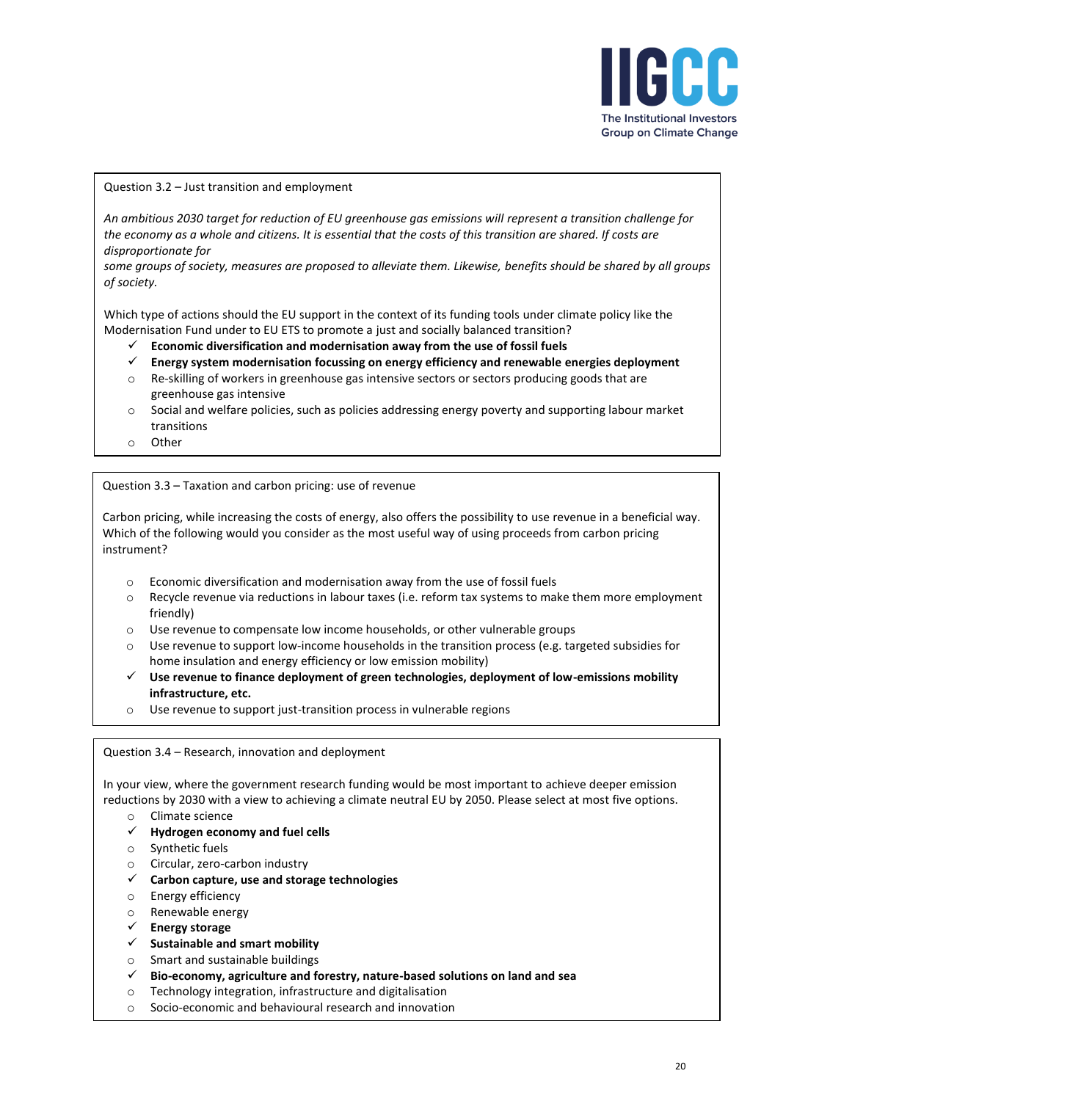Question 3.2 – Just transition and employment

*An ambitious 2030 target for reduction of EU greenhouse gas emissions will represent a transition challenge for the economy as a whole and citizens. It is essential that the costs of this transition are shared. If costs are disproportionate for some groups of society, measures are proposed to alleviate them. Likewise, benefits should be shared by all groups of society.*

Which type of actions should the EU support in the context of its funding tools under climate policy like the Modernisation Fund under to EU ETS to promote a just and socially balanced transition?

- ✓ **Economic diversification and modernisation away from the use of fossil fuels**
- ✓ **Energy system modernisation focussing on energy efficiency and renewable energies deployment**
- ○ Re-skilling of workers in greenhouse gas intensive sectors or sectors producing goods that are greenhouse gas intensive
- ○ Social and welfare policies, such as policies addressing energy poverty and supporting labour market transitions
- ○ Other

Question 3.3 – Taxation and carbon pricing: use of revenue

Carbon pricing, while increasing the costs of energy, also offers the possibility to use revenue in a beneficial way. Which of the following would you consider as the most useful way of using proceeds from carbon pricing instrument?

- ○ Economic diversification and modernisation away from the use of fossil fuels
- ○ Recycle revenue via reductions in labour taxes (i.e. reform tax systems to make them more employment friendly)
- ○ Use revenue to compensate low income households, or other vulnerable groups
- ○ Use revenue to support low-income households in the transition process (e.g. targeted subsidies for home insulation and energy efficiency or low emission mobility)
- ✓ **Use revenue to finance deployment of green technologies, deployment of low-emissions mobility infrastructure, etc.**
- ○ Use revenue to support just-transition process in vulnerable regions

Question 3.4 – Research, innovation and deployment

In your view, where the government research funding would be most important to achieve deeper emission reductions by 2030 with a view to achieving a climate neutral EU by 2050. Please select at most five options.

- ○ Climate science
- ✓ **Hydrogen economy and fuel cells**
- ○ Synthetic fuels
- ○ Circular, zero-carbon industry
- ✓ **Carbon capture, use and storage technologies**
- ○ Energy efficiency
- ○ Renewable energy
- ✓ **Energy storage**
- ✓ **Sustainable and smart mobility**
- ○ Smart and sustainable buildings
- ✓ **Bio-economy, agriculture and forestry, nature-based solutions on land and sea**
- ○ Technology integration, infrastructure and digitalisation
- ○ Socio-economic and behavioural research and innovation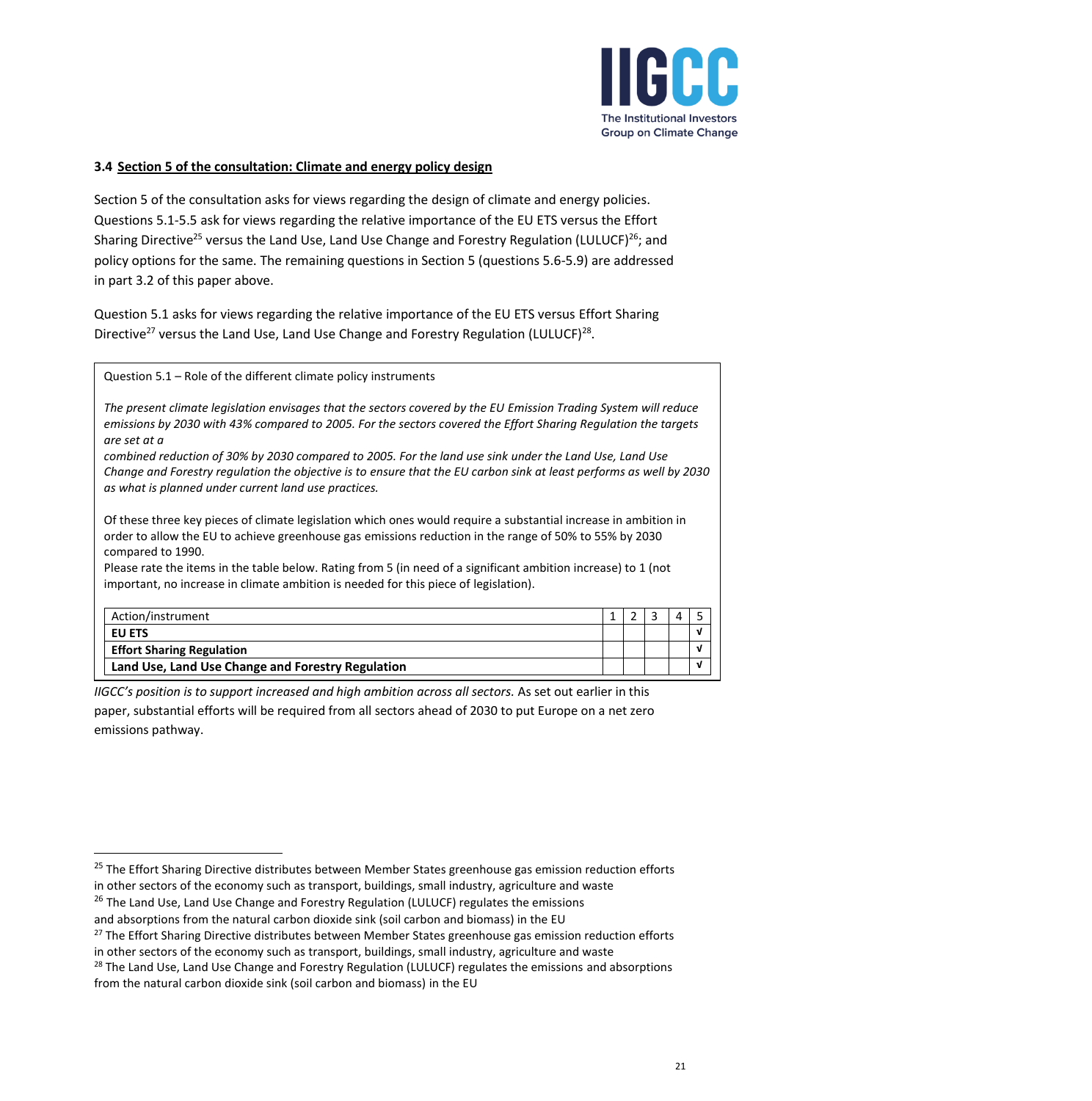### 3.4 Section 5 of the consultation: Climate and energy policy design

Section 5 of the consultation asks for views regarding the design of climate and energy policies. Questions 5.1-5.5 ask for views regarding the relative importance of the EU ETS versus the Effort Sharing Directive[25] versus the Land Use, Land Use Change and Forestry Regulation (LULUCF)[26]; and policy options for the same. The remaining questions in Section 5 (questions 5.6-5.9) are addressed in part 3.2 of this paper above.

Question 5.1 asks for views regarding the relative importance of the EU ETS versus Effort Sharing Directive[27] versus the Land Use, Land Use Change and Forestry Regulation (LULUCF)[28].

> Question 5.1 – Role of the different climate policy instruments
>
> *The present climate legislation envisages that the sectors covered by the EU Emission Trading System will reduce emissions by 2030 with 43% compared to 2005. For the sectors covered the Effort Sharing Regulation the targets are set at a combined reduction of 30% by 2030 compared to 2005. For the land use sink under the Land Use, Land Use Change and Forestry regulation the objective is to ensure that the EU carbon sink at least performs as well by 2030 as what is planned under current land use practices.*
>
> Of these three key pieces of climate legislation which ones would require a substantial increase in ambition in order to allow the EU to achieve greenhouse gas emissions reduction in the range of 50% to 55% by 2030 compared to 1990.
> Please rate the items in the table below. Rating from 5 (in need of a significant ambition increase) to 1 (not important, no increase in climate ambition is needed for this piece of legislation).

| Action/instrument | 1 | 2 | 3 | 4 | 5 |
|---|---|---|---|---|---|
| **EU ETS** | | | | | √ |
| **Effort Sharing Regulation** | | | | | √ |
| **Land Use, Land Use Change and Forestry Regulation** | | | | | √ |

*IIGCC's position is to support increased and high ambition across all sectors.* As set out earlier in this paper, substantial efforts will be required from all sectors ahead of 2030 to put Europe on a net zero emissions pathway.

---

[25] The Effort Sharing Directive distributes between Member States greenhouse gas emission reduction efforts in other sectors of the economy such as transport, buildings, small industry, agriculture and waste

[26] The Land Use, Land Use Change and Forestry Regulation (LULUCF) regulates the emissions and absorptions from the natural carbon dioxide sink (soil carbon and biomass) in the EU

[27] The Effort Sharing Directive distributes between Member States greenhouse gas emission reduction efforts in other sectors of the economy such as transport, buildings, small industry, agriculture and waste

[28] The Land Use, Land Use Change and Forestry Regulation (LULUCF) regulates the emissions and absorptions from the natural carbon dioxide sink (soil carbon and biomass) in the EU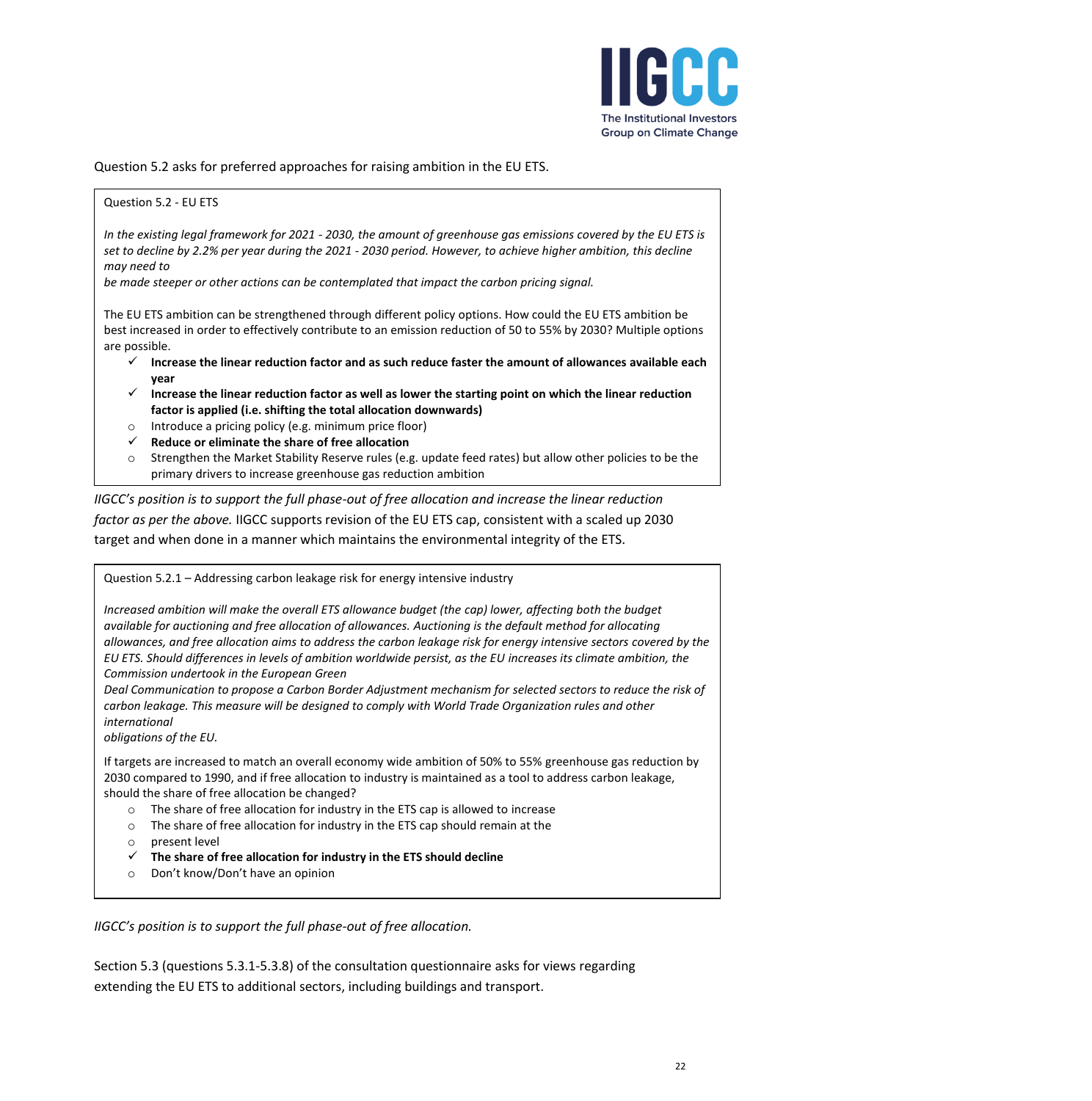Question 5.2 asks for preferred approaches for raising ambition in the EU ETS.

> Question 5.2 - EU ETS
>
> *In the existing legal framework for 2021 - 2030, the amount of greenhouse gas emissions covered by the EU ETS is set to decline by 2.2% per year during the 2021 - 2030 period. However, to achieve higher ambition, this decline may need to be made steeper or other actions can be contemplated that impact the carbon pricing signal.*
>
> The EU ETS ambition can be strengthened through different policy options. How could the EU ETS ambition be best increased in order to effectively contribute to an emission reduction of 50 to 55% by 2030? Multiple options are possible.
>
> - ✓ **Increase the linear reduction factor and as such reduce faster the amount of allowances available each year**
> - ✓ **Increase the linear reduction factor as well as lower the starting point on which the linear reduction factor is applied (i.e. shifting the total allocation downwards)**
> - ○ Introduce a pricing policy (e.g. minimum price floor)
> - ✓ **Reduce or eliminate the share of free allocation**
> - ○ Strengthen the Market Stability Reserve rules (e.g. update feed rates) but allow other policies to be the primary drivers to increase greenhouse gas reduction ambition

*IIGCC's position is to support the full phase-out of free allocation and increase the linear reduction factor as per the above.* IIGCC supports revision of the EU ETS cap, consistent with a scaled up 2030 target and when done in a manner which maintains the environmental integrity of the ETS.

> Question 5.2.1 – Addressing carbon leakage risk for energy intensive industry
>
> *Increased ambition will make the overall ETS allowance budget (the cap) lower, affecting both the budget available for auctioning and free allocation of allowances. Auctioning is the default method for allocating allowances, and free allocation aims to address the carbon leakage risk for energy intensive sectors covered by the EU ETS. Should differences in levels of ambition worldwide persist, as the EU increases its climate ambition, the Commission undertook in the European Green Deal Communication to propose a Carbon Border Adjustment mechanism for selected sectors to reduce the risk of carbon leakage. This measure will be designed to comply with World Trade Organization rules and other international obligations of the EU.*
>
> If targets are increased to match an overall economy wide ambition of 50% to 55% greenhouse gas reduction by 2030 compared to 1990, and if free allocation to industry is maintained as a tool to address carbon leakage, should the share of free allocation be changed?
>
> - ○ The share of free allocation for industry in the ETS cap is allowed to increase
> - ○ The share of free allocation for industry in the ETS cap should remain at the
> - ○ present level
> - ✓ **The share of free allocation for industry in the ETS should decline**
> - ○ Don't know/Don't have an opinion

*IIGCC's position is to support the full phase-out of free allocation.*

Section 5.3 (questions 5.3.1-5.3.8) of the consultation questionnaire asks for views regarding extending the EU ETS to additional sectors, including buildings and transport.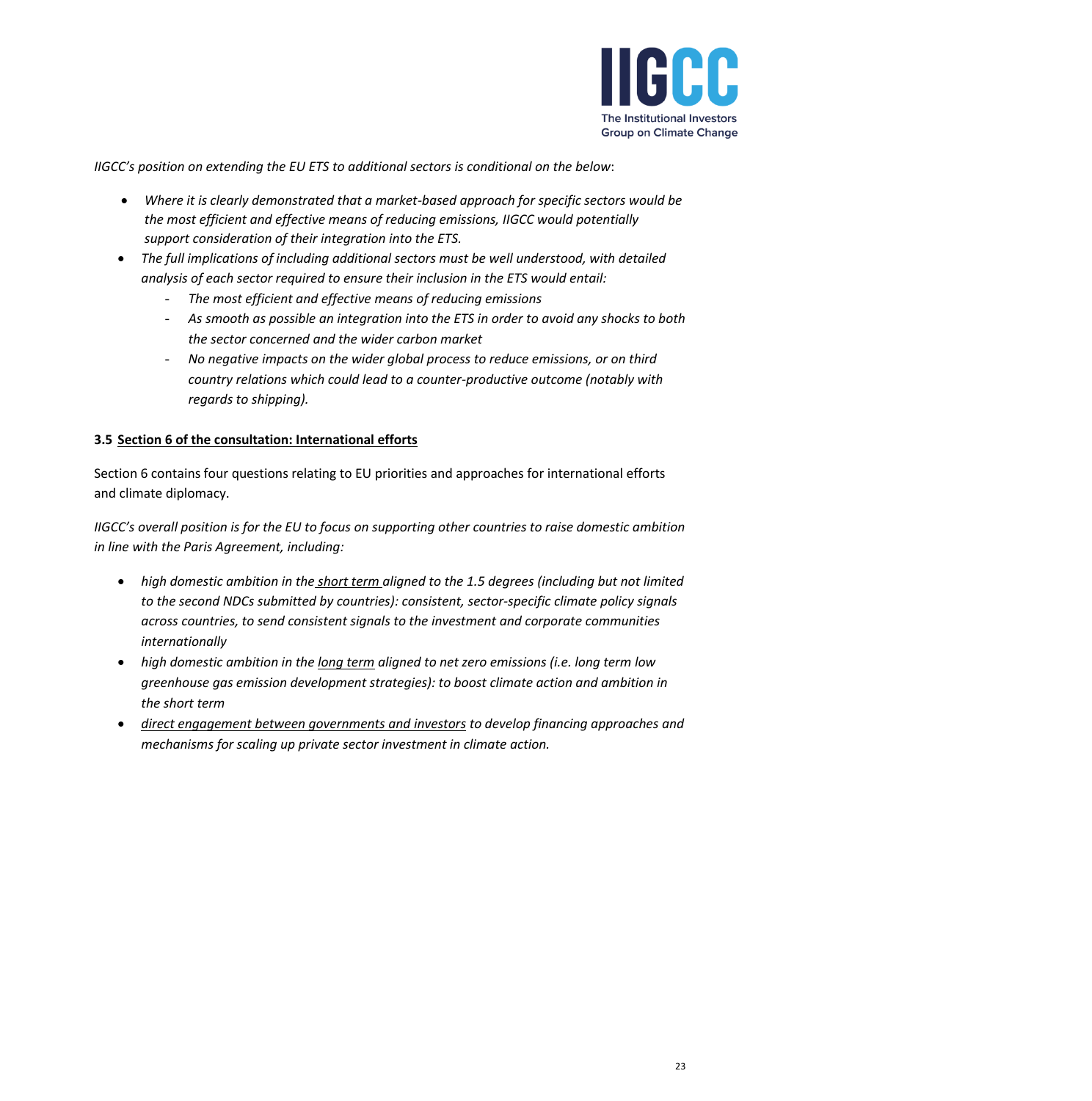*IIGCC's position on extending the EU ETS to additional sectors is conditional on the below*:

- *Where it is clearly demonstrated that a market-based approach for specific sectors would be the most efficient and effective means of reducing emissions, IIGCC would potentially support consideration of their integration into the ETS.*
- *The full implications of including additional sectors must be well understood, with detailed analysis of each sector required to ensure their inclusion in the ETS would entail:*
  - *The most efficient and effective means of reducing emissions*
  - *As smooth as possible an integration into the ETS in order to avoid any shocks to both the sector concerned and the wider carbon market*
  - *No negative impacts on the wider global process to reduce emissions, or on third country relations which could lead to a counter-productive outcome (notably with regards to shipping).*

### 3.5 Section 6 of the consultation: International efforts

Section 6 contains four questions relating to EU priorities and approaches for international efforts and climate diplomacy.

*IIGCC's overall position is for the EU to focus on supporting other countries to raise domestic ambition in line with the Paris Agreement, including:*

- *high domestic ambition in the short term aligned to the 1.5 degrees (including but not limited to the second NDCs submitted by countries): consistent, sector-specific climate policy signals across countries, to send consistent signals to the investment and corporate communities internationally*
- *high domestic ambition in the long term aligned to net zero emissions (i.e. long term low greenhouse gas emission development strategies): to boost climate action and ambition in the short term*
- *direct engagement between governments and investors to develop financing approaches and mechanisms for scaling up private sector investment in climate action.*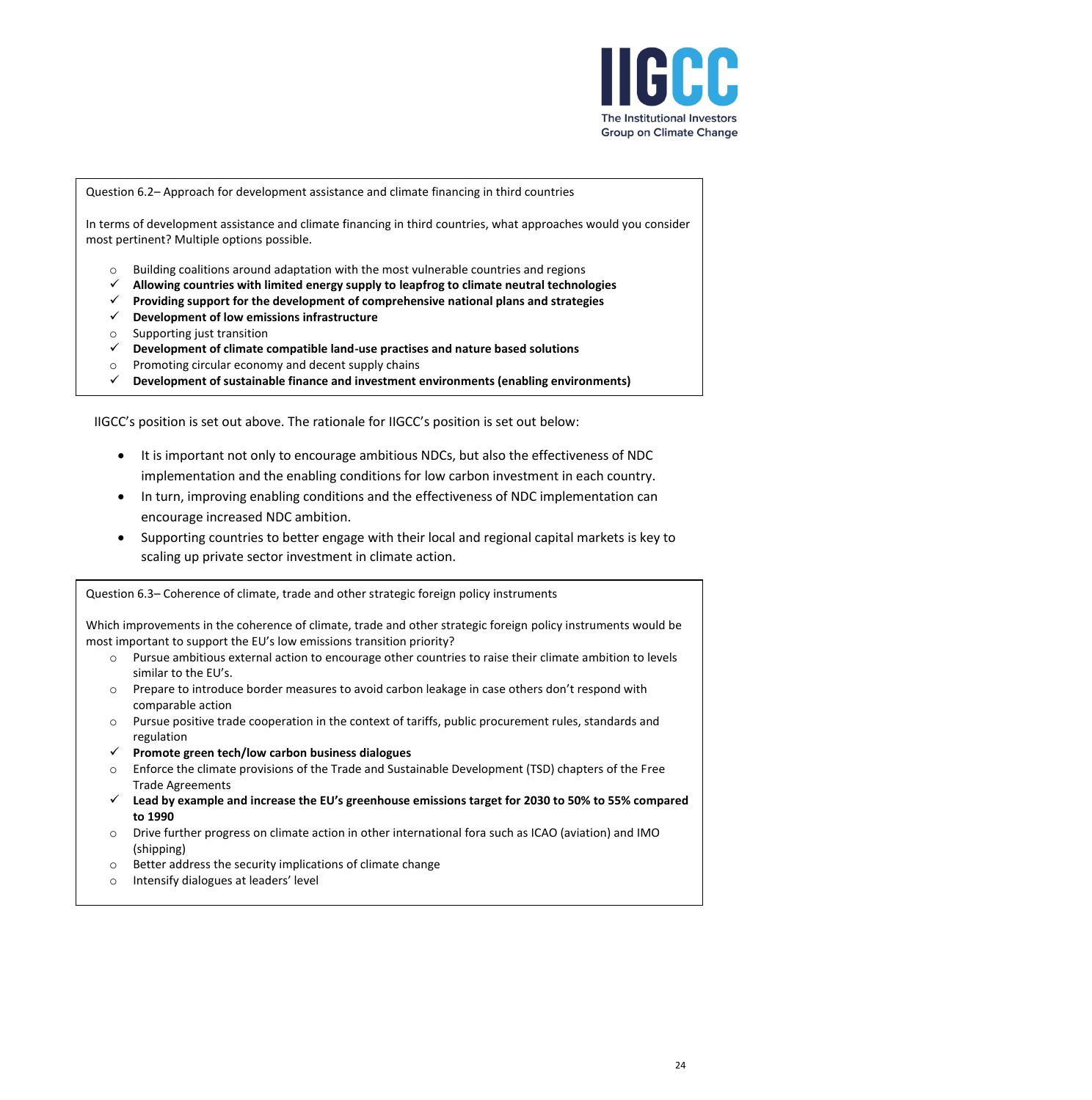Question 6.2– Approach for development assistance and climate financing in third countries

In terms of development assistance and climate financing in third countries, what approaches would you consider most pertinent? Multiple options possible.

- ○ Building coalitions around adaptation with the most vulnerable countries and regions
- ✓ **Allowing countries with limited energy supply to leapfrog to climate neutral technologies**
- ✓ **Providing support for the development of comprehensive national plans and strategies**
- ✓ **Development of low emissions infrastructure**
- ○ Supporting just transition
- ✓ **Development of climate compatible land-use practises and nature based solutions**
- ○ Promoting circular economy and decent supply chains
- ✓ **Development of sustainable finance and investment environments (enabling environments)**

IIGCC's position is set out above. The rationale for IIGCC's position is set out below:

- It is important not only to encourage ambitious NDCs, but also the effectiveness of NDC implementation and the enabling conditions for low carbon investment in each country.
- In turn, improving enabling conditions and the effectiveness of NDC implementation can encourage increased NDC ambition.
- Supporting countries to better engage with their local and regional capital markets is key to scaling up private sector investment in climate action.

Question 6.3– Coherence of climate, trade and other strategic foreign policy instruments

Which improvements in the coherence of climate, trade and other strategic foreign policy instruments would be most important to support the EU's low emissions transition priority?

- ○ Pursue ambitious external action to encourage other countries to raise their climate ambition to levels similar to the EU's.
- ○ Prepare to introduce border measures to avoid carbon leakage in case others don't respond with comparable action
- ○ Pursue positive trade cooperation in the context of tariffs, public procurement rules, standards and regulation
- ✓ **Promote green tech/low carbon business dialogues**
- ○ Enforce the climate provisions of the Trade and Sustainable Development (TSD) chapters of the Free Trade Agreements
- ✓ **Lead by example and increase the EU's greenhouse emissions target for 2030 to 50% to 55% compared to 1990**
- ○ Drive further progress on climate action in other international fora such as ICAO (aviation) and IMO (shipping)
- ○ Better address the security implications of climate change
- ○ Intensify dialogues at leaders' level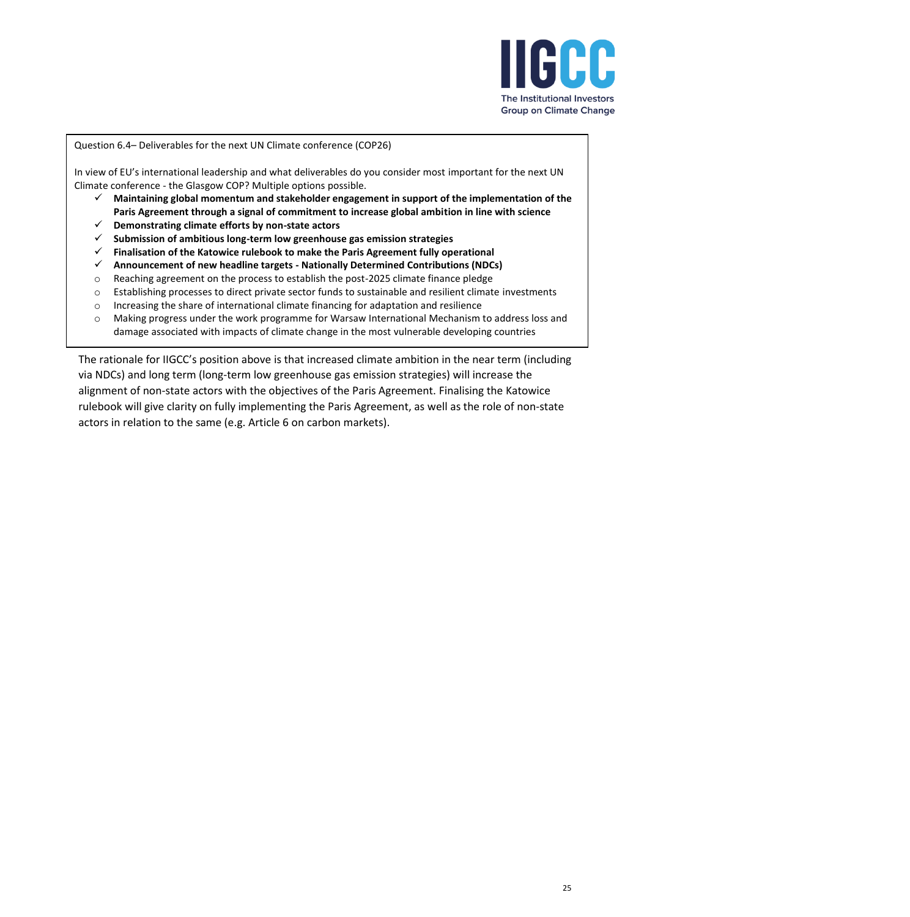Question 6.4– Deliverables for the next UN Climate conference (COP26)

In view of EU's international leadership and what deliverables do you consider most important for the next UN Climate conference - the Glasgow COP? Multiple options possible.

- ✓ **Maintaining global momentum and stakeholder engagement in support of the implementation of the Paris Agreement through a signal of commitment to increase global ambition in line with science**
- ✓ **Demonstrating climate efforts by non-state actors**
- ✓ **Submission of ambitious long-term low greenhouse gas emission strategies**
- ✓ **Finalisation of the Katowice rulebook to make the Paris Agreement fully operational**
- ✓ **Announcement of new headline targets - Nationally Determined Contributions (NDCs)**
- ○ Reaching agreement on the process to establish the post-2025 climate finance pledge
- ○ Establishing processes to direct private sector funds to sustainable and resilient climate investments
- ○ Increasing the share of international climate financing for adaptation and resilience
- ○ Making progress under the work programme for Warsaw International Mechanism to address loss and damage associated with impacts of climate change in the most vulnerable developing countries

The rationale for IIGCC's position above is that increased climate ambition in the near term (including via NDCs) and long term (long-term low greenhouse gas emission strategies) will increase the alignment of non-state actors with the objectives of the Paris Agreement. Finalising the Katowice rulebook will give clarity on fully implementing the Paris Agreement, as well as the role of non-state actors in relation to the same (e.g. Article 6 on carbon markets).